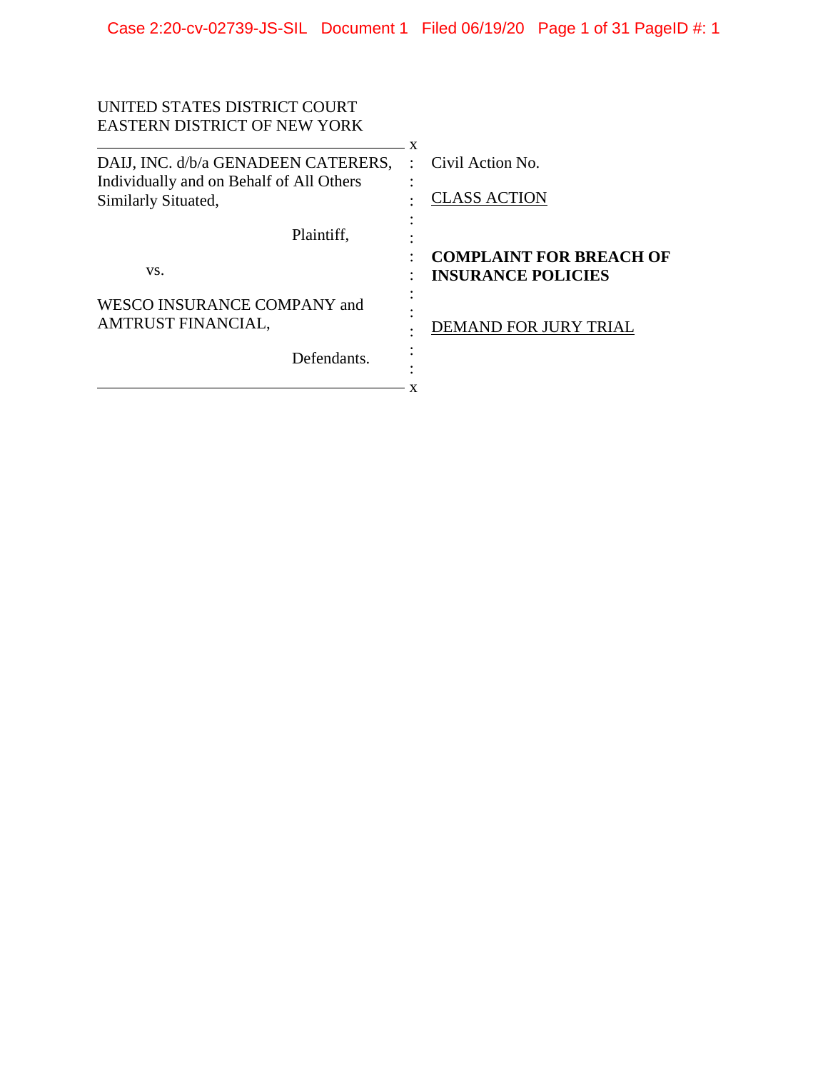UNITED STATES DISTRICT COURT
EASTERN DISTRICT OF NEW YORK

| | | |
|---|---|---|
| DAIJ, INC. d/b/a GENADEEN CATERERS, Individually and on Behalf of All Others Similarly Situated, | : | Civil Action No. |
| Plaintiff, | : | CLASS ACTION |
| vs. | : | **COMPLAINT FOR BREACH OF INSURANCE POLICIES** |
| WESCO INSURANCE COMPANY and AMTRUST FINANCIAL, | : | DEMAND FOR JURY TRIAL |
| Defendants. | : | |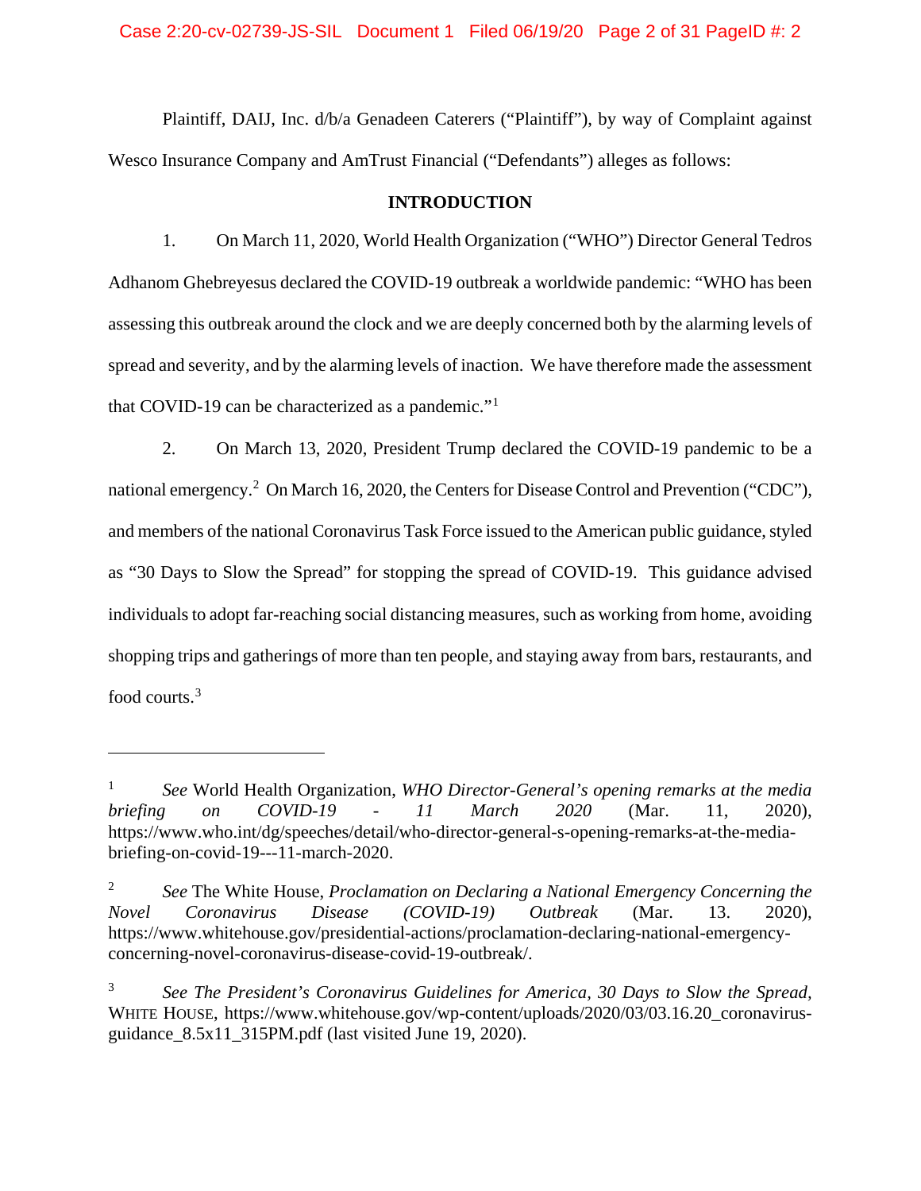Plaintiff, DAIJ, Inc. d/b/a Genadeen Caterers ("Plaintiff"), by way of Complaint against Wesco Insurance Company and AmTrust Financial ("Defendants") alleges as follows:

## INTRODUCTION

1. On March 11, 2020, World Health Organization ("WHO") Director General Tedros Adhanom Ghebreyesus declared the COVID-19 outbreak a worldwide pandemic: "WHO has been assessing this outbreak around the clock and we are deeply concerned both by the alarming levels of spread and severity, and by the alarming levels of inaction. We have therefore made the assessment that COVID-19 can be characterized as a pandemic."[1]

2. On March 13, 2020, President Trump declared the COVID-19 pandemic to be a national emergency.[2] On March 16, 2020, the Centers for Disease Control and Prevention ("CDC"), and members of the national Coronavirus Task Force issued to the American public guidance, styled as "30 Days to Slow the Spread" for stopping the spread of COVID-19. This guidance advised individuals to adopt far-reaching social distancing measures, such as working from home, avoiding shopping trips and gatherings of more than ten people, and staying away from bars, restaurants, and food courts.[3]

---

[1] *See* World Health Organization, *WHO Director-General's opening remarks at the media briefing on COVID-19 - 11 March 2020* (Mar. 11, 2020), https://www.who.int/dg/speeches/detail/who-director-general-s-opening-remarks-at-the-media-briefing-on-covid-19---11-march-2020.

[2] *See* The White House, *Proclamation on Declaring a National Emergency Concerning the Novel Coronavirus Disease (COVID-19) Outbreak* (Mar. 13. 2020), https://www.whitehouse.gov/presidential-actions/proclamation-declaring-national-emergency-concerning-novel-coronavirus-disease-covid-19-outbreak/.

[3] *See The President's Coronavirus Guidelines for America, 30 Days to Slow the Spread*, WHITE HOUSE, https://www.whitehouse.gov/wp-content/uploads/2020/03/03.16.20_coronavirus-guidance_8.5x11_315PM.pdf (last visited June 19, 2020).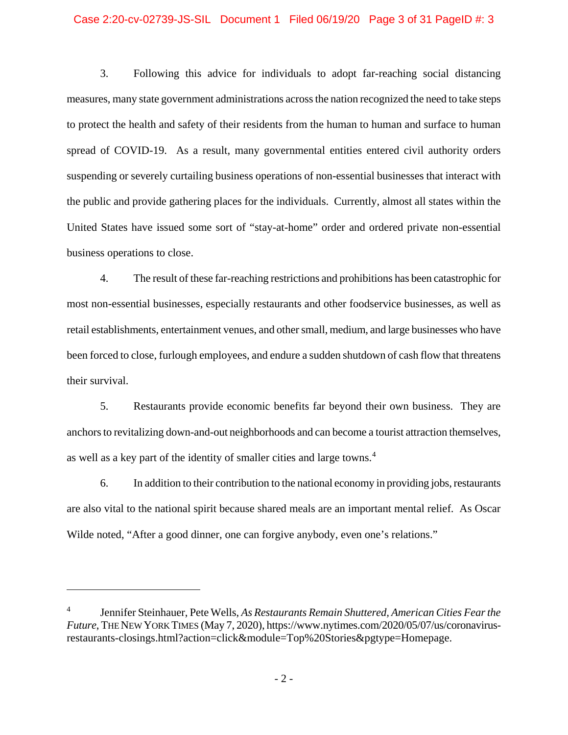3. Following this advice for individuals to adopt far-reaching social distancing measures, many state government administrations across the nation recognized the need to take steps to protect the health and safety of their residents from the human to human and surface to human spread of COVID-19. As a result, many governmental entities entered civil authority orders suspending or severely curtailing business operations of non-essential businesses that interact with the public and provide gathering places for the individuals. Currently, almost all states within the United States have issued some sort of "stay-at-home" order and ordered private non-essential business operations to close.

4. The result of these far-reaching restrictions and prohibitions has been catastrophic for most non-essential businesses, especially restaurants and other foodservice businesses, as well as retail establishments, entertainment venues, and other small, medium, and large businesses who have been forced to close, furlough employees, and endure a sudden shutdown of cash flow that threatens their survival.

5. Restaurants provide economic benefits far beyond their own business. They are anchors to revitalizing down-and-out neighborhoods and can become a tourist attraction themselves, as well as a key part of the identity of smaller cities and large towns.[4]

6. In addition to their contribution to the national economy in providing jobs, restaurants are also vital to the national spirit because shared meals are an important mental relief. As Oscar Wilde noted, "After a good dinner, one can forgive anybody, even one's relations."

---

[4] Jennifer Steinhauer, Pete Wells, *As Restaurants Remain Shuttered, American Cities Fear the Future*, THE NEW YORK TIMES (May 7, 2020), https://www.nytimes.com/2020/05/07/us/coronavirus-restaurants-closings.html?action=click&module=Top%20Stories&pgtype=Homepage.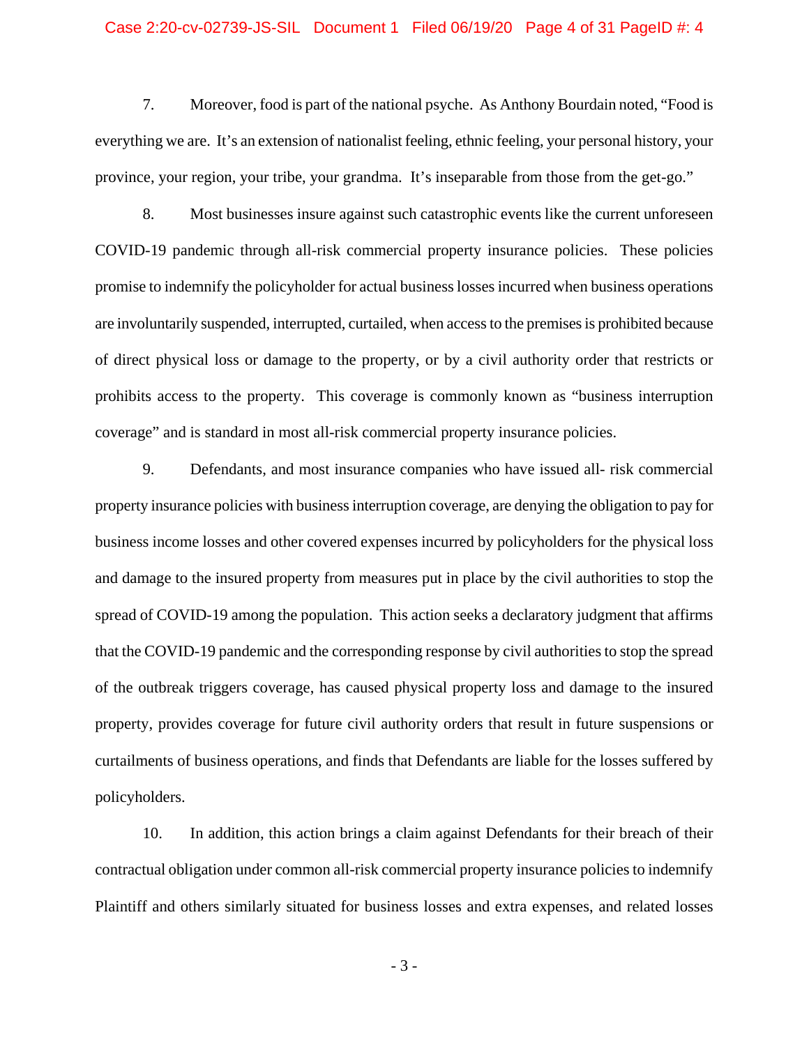7. Moreover, food is part of the national psyche. As Anthony Bourdain noted, "Food is everything we are. It's an extension of nationalist feeling, ethnic feeling, your personal history, your province, your region, your tribe, your grandma. It's inseparable from those from the get-go."

8. Most businesses insure against such catastrophic events like the current unforeseen COVID-19 pandemic through all-risk commercial property insurance policies. These policies promise to indemnify the policyholder for actual business losses incurred when business operations are involuntarily suspended, interrupted, curtailed, when access to the premises is prohibited because of direct physical loss or damage to the property, or by a civil authority order that restricts or prohibits access to the property. This coverage is commonly known as "business interruption coverage" and is standard in most all-risk commercial property insurance policies.

9. Defendants, and most insurance companies who have issued all- risk commercial property insurance policies with business interruption coverage, are denying the obligation to pay for business income losses and other covered expenses incurred by policyholders for the physical loss and damage to the insured property from measures put in place by the civil authorities to stop the spread of COVID-19 among the population. This action seeks a declaratory judgment that affirms that the COVID-19 pandemic and the corresponding response by civil authorities to stop the spread of the outbreak triggers coverage, has caused physical property loss and damage to the insured property, provides coverage for future civil authority orders that result in future suspensions or curtailments of business operations, and finds that Defendants are liable for the losses suffered by policyholders.

10. In addition, this action brings a claim against Defendants for their breach of their contractual obligation under common all-risk commercial property insurance policies to indemnify Plaintiff and others similarly situated for business losses and extra expenses, and related losses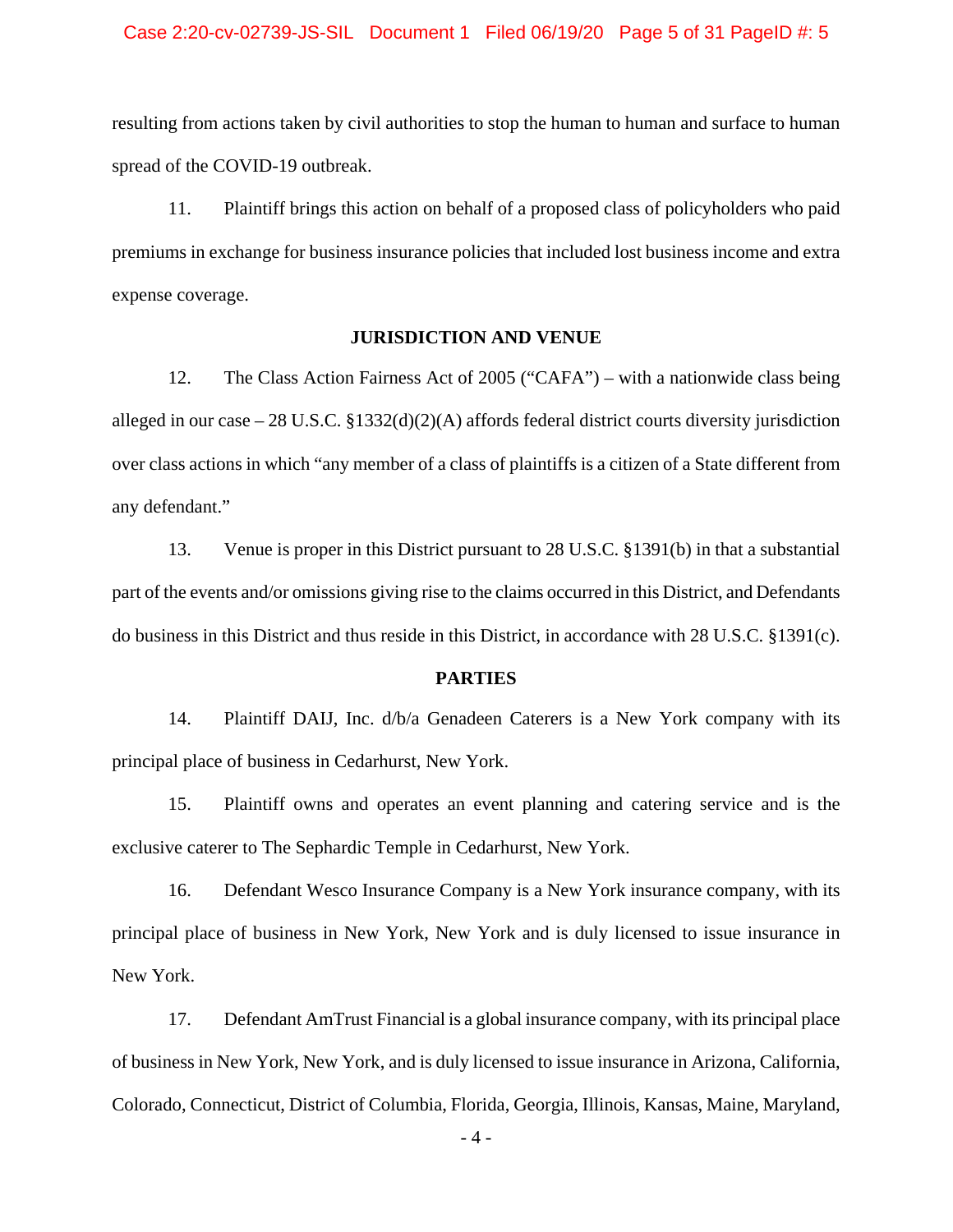resulting from actions taken by civil authorities to stop the human to human and surface to human spread of the COVID-19 outbreak.

11. Plaintiff brings this action on behalf of a proposed class of policyholders who paid premiums in exchange for business insurance policies that included lost business income and extra expense coverage.

## JURISDICTION AND VENUE

12. The Class Action Fairness Act of 2005 ("CAFA") – with a nationwide class being alleged in our case – 28 U.S.C. §1332(d)(2)(A) affords federal district courts diversity jurisdiction over class actions in which "any member of a class of plaintiffs is a citizen of a State different from any defendant."

13. Venue is proper in this District pursuant to 28 U.S.C. §1391(b) in that a substantial part of the events and/or omissions giving rise to the claims occurred in this District, and Defendants do business in this District and thus reside in this District, in accordance with 28 U.S.C. §1391(c).

## PARTIES

14. Plaintiff DAIJ, Inc. d/b/a Genadeen Caterers is a New York company with its principal place of business in Cedarhurst, New York.

15. Plaintiff owns and operates an event planning and catering service and is the exclusive caterer to The Sephardic Temple in Cedarhurst, New York.

16. Defendant Wesco Insurance Company is a New York insurance company, with its principal place of business in New York, New York and is duly licensed to issue insurance in New York.

17. Defendant AmTrust Financial is a global insurance company, with its principal place of business in New York, New York, and is duly licensed to issue insurance in Arizona, California, Colorado, Connecticut, District of Columbia, Florida, Georgia, Illinois, Kansas, Maine, Maryland,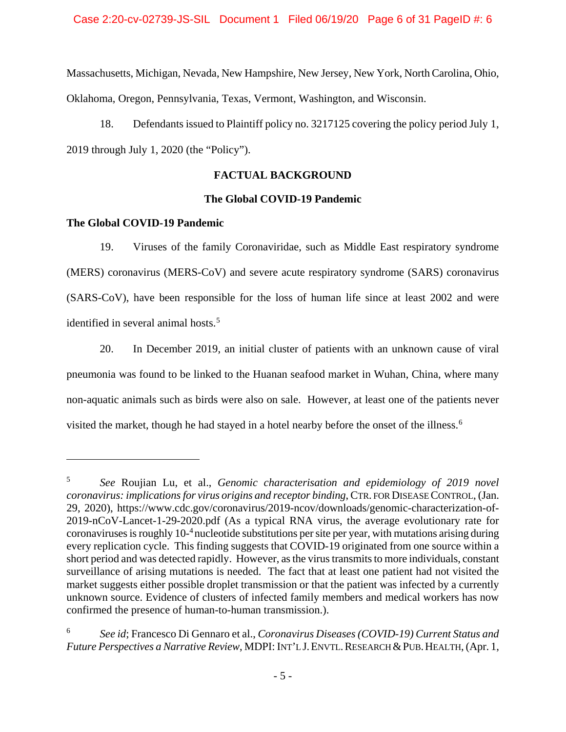Massachusetts, Michigan, Nevada, New Hampshire, New Jersey, New York, North Carolina, Ohio, Oklahoma, Oregon, Pennsylvania, Texas, Vermont, Washington, and Wisconsin.

18. Defendants issued to Plaintiff policy no. 3217125 covering the policy period July 1, 2019 through July 1, 2020 (the "Policy").

## FACTUAL BACKGROUND

### The Global COVID-19 Pandemic

### The Global COVID-19 Pandemic

19. Viruses of the family Coronaviridae, such as Middle East respiratory syndrome (MERS) coronavirus (MERS-CoV) and severe acute respiratory syndrome (SARS) coronavirus (SARS-CoV), have been responsible for the loss of human life since at least 2002 and were identified in several animal hosts.[5]

20. In December 2019, an initial cluster of patients with an unknown cause of viral pneumonia was found to be linked to the Huanan seafood market in Wuhan, China, where many non-aquatic animals such as birds were also on sale. However, at least one of the patients never visited the market, though he had stayed in a hotel nearby before the onset of the illness.[6]

---

[5] *See* Roujian Lu, et al., *Genomic characterisation and epidemiology of 2019 novel coronavirus: implications for virus origins and receptor binding*, CTR. FOR DISEASE CONTROL, (Jan. 29, 2020), https://www.cdc.gov/coronavirus/2019-ncov/downloads/genomic-characterization-of-2019-nCoV-Lancet-1-29-2020.pdf (As a typical RNA virus, the average evolutionary rate for coronaviruses is roughly $10^{-4}$ nucleotide substitutions per site per year, with mutations arising during every replication cycle. This finding suggests that COVID-19 originated from one source within a short period and was detected rapidly. However, as the virus transmits to more individuals, constant surveillance of arising mutations is needed. The fact that at least one patient had not visited the market suggests either possible droplet transmission or that the patient was infected by a currently unknown source. Evidence of clusters of infected family members and medical workers has now confirmed the presence of human-to-human transmission.).

[6] *See id*; Francesco Di Gennaro et al., *Coronavirus Diseases (COVID-19) Current Status and Future Perspectives a Narrative Review*, MDPI: INT'L J. ENVTL. RESEARCH & PUB. HEALTH, (Apr. 1,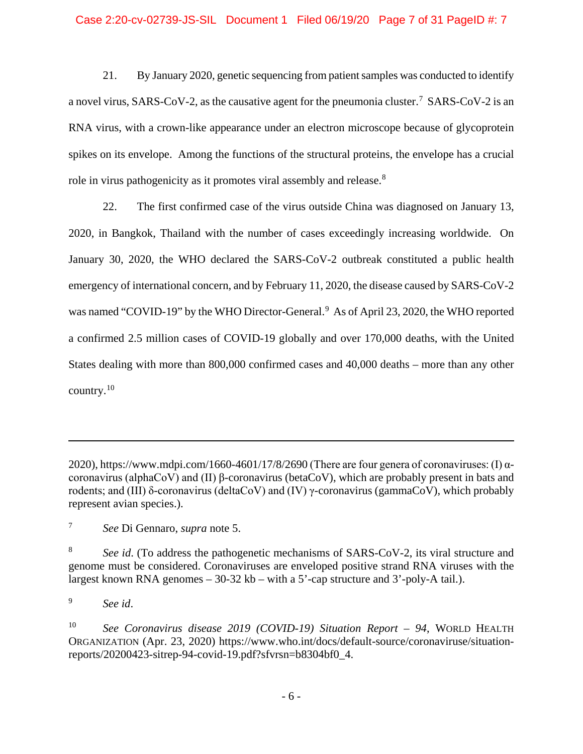21. By January 2020, genetic sequencing from patient samples was conducted to identify a novel virus, SARS-CoV-2, as the causative agent for the pneumonia cluster.[7] SARS-CoV-2 is an RNA virus, with a crown-like appearance under an electron microscope because of glycoprotein spikes on its envelope. Among the functions of the structural proteins, the envelope has a crucial role in virus pathogenicity as it promotes viral assembly and release.[8]

22. The first confirmed case of the virus outside China was diagnosed on January 13, 2020, in Bangkok, Thailand with the number of cases exceedingly increasing worldwide. On January 30, 2020, the WHO declared the SARS-CoV-2 outbreak constituted a public health emergency of international concern, and by February 11, 2020, the disease caused by SARS-CoV-2 was named "COVID-19" by the WHO Director-General.[9] As of April 23, 2020, the WHO reported a confirmed 2.5 million cases of COVID-19 globally and over 170,000 deaths, with the United States dealing with more than 800,000 confirmed cases and 40,000 deaths – more than any other country.[10]

---

2020), https://www.mdpi.com/1660-4601/17/8/2690 (There are four genera of coronaviruses: (I) α-coronavirus (alphaCoV) and (II) β-coronavirus (betaCoV), which are probably present in bats and rodents; and (III) δ-coronavirus (deltaCoV) and (IV) γ-coronavirus (gammaCoV), which probably represent avian species.).

[7] *See* Di Gennaro, *supra* note 5.

[8] *See id*. (To address the pathogenetic mechanisms of SARS-CoV-2, its viral structure and genome must be considered. Coronaviruses are enveloped positive strand RNA viruses with the largest known RNA genomes – 30-32 kb – with a 5'-cap structure and 3'-poly-A tail.).

[9] *See id*.

[10] *See Coronavirus disease 2019 (COVID-19) Situation Report – 94*, WORLD HEALTH ORGANIZATION (Apr. 23, 2020) https://www.who.int/docs/default-source/coronaviruse/situation-reports/20200423-sitrep-94-covid-19.pdf?sfvrsn=b8304bf0_4.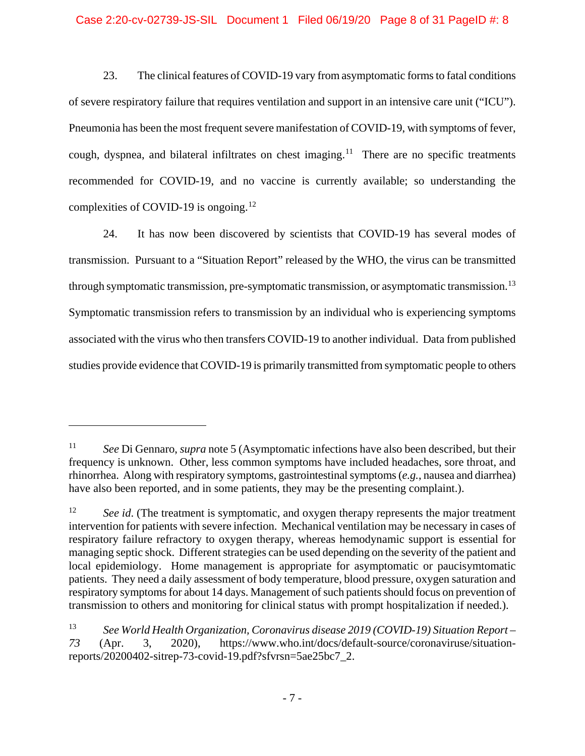23. The clinical features of COVID-19 vary from asymptomatic forms to fatal conditions of severe respiratory failure that requires ventilation and support in an intensive care unit ("ICU"). Pneumonia has been the most frequent severe manifestation of COVID-19, with symptoms of fever, cough, dyspnea, and bilateral infiltrates on chest imaging.[11] There are no specific treatments recommended for COVID-19, and no vaccine is currently available; so understanding the complexities of COVID-19 is ongoing.[12]

24. It has now been discovered by scientists that COVID-19 has several modes of transmission. Pursuant to a "Situation Report" released by the WHO, the virus can be transmitted through symptomatic transmission, pre-symptomatic transmission, or asymptomatic transmission.[13] Symptomatic transmission refers to transmission by an individual who is experiencing symptoms associated with the virus who then transfers COVID-19 to another individual. Data from published studies provide evidence that COVID-19 is primarily transmitted from symptomatic people to others

---

[11] *See* Di Gennaro, *supra* note 5 (Asymptomatic infections have also been described, but their frequency is unknown. Other, less common symptoms have included headaches, sore throat, and rhinorrhea. Along with respiratory symptoms, gastrointestinal symptoms (*e.g.*, nausea and diarrhea) have also been reported, and in some patients, they may be the presenting complaint.).

[12] *See id*. (The treatment is symptomatic, and oxygen therapy represents the major treatment intervention for patients with severe infection. Mechanical ventilation may be necessary in cases of respiratory failure refractory to oxygen therapy, whereas hemodynamic support is essential for managing septic shock. Different strategies can be used depending on the severity of the patient and local epidemiology. Home management is appropriate for asymptomatic or paucisymtomatic patients. They need a daily assessment of body temperature, blood pressure, oxygen saturation and respiratory symptoms for about 14 days. Management of such patients should focus on prevention of transmission to others and monitoring for clinical status with prompt hospitalization if needed.).

[13] *See World Health Organization, Coronavirus disease 2019 (COVID-19) Situation Report – 73* (Apr. 3, 2020), https://www.who.int/docs/default-source/coronaviruse/situation-reports/20200402-sitrep-73-covid-19.pdf?sfvrsn=5ae25bc7_2.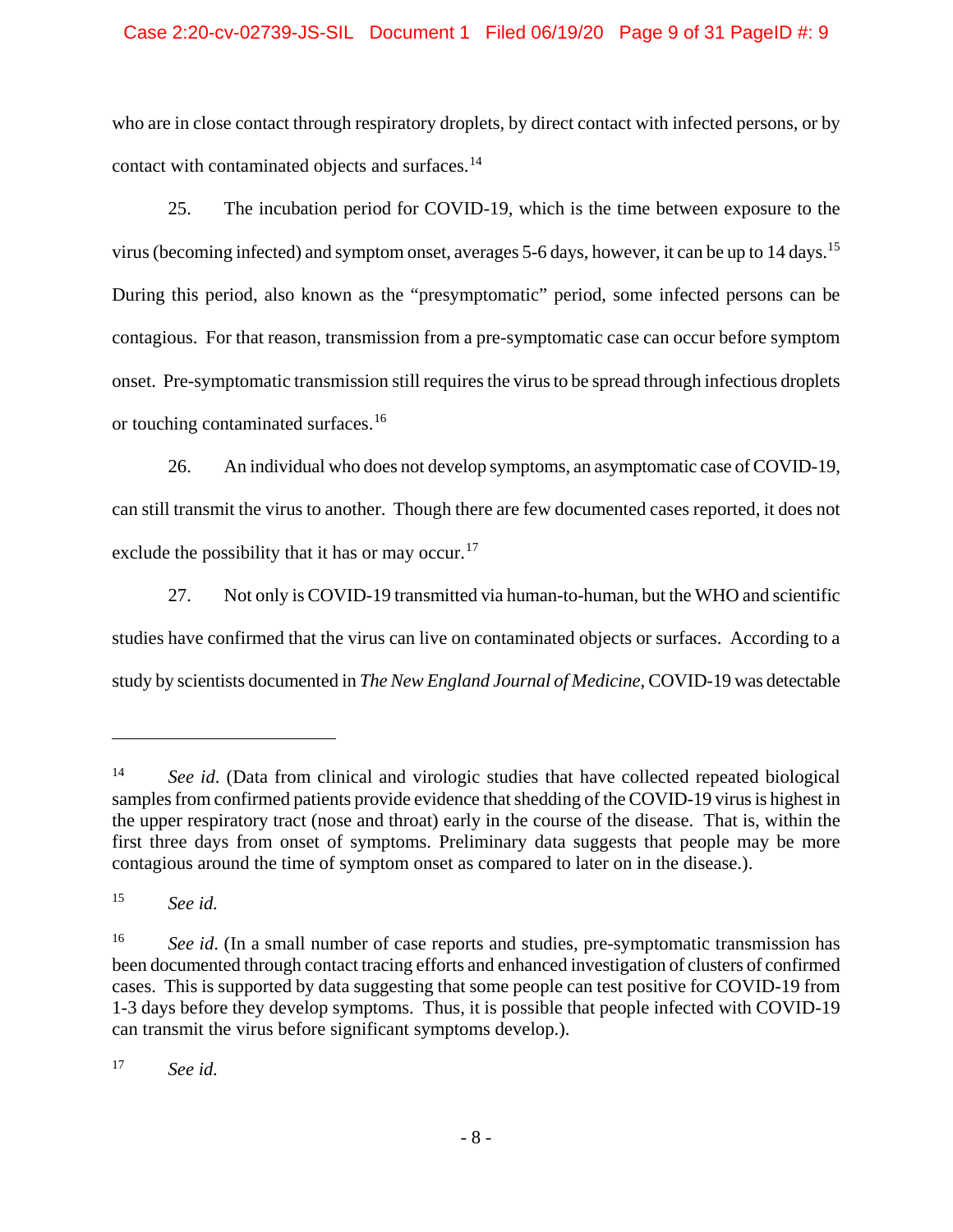who are in close contact through respiratory droplets, by direct contact with infected persons, or by contact with contaminated objects and surfaces.[14]

25. The incubation period for COVID-19, which is the time between exposure to the virus (becoming infected) and symptom onset, averages 5-6 days, however, it can be up to 14 days.[15] During this period, also known as the "presymptomatic" period, some infected persons can be contagious. For that reason, transmission from a pre-symptomatic case can occur before symptom onset. Pre-symptomatic transmission still requires the virus to be spread through infectious droplets or touching contaminated surfaces.[16]

26. An individual who does not develop symptoms, an asymptomatic case of COVID-19, can still transmit the virus to another. Though there are few documented cases reported, it does not exclude the possibility that it has or may occur.[17]

27. Not only is COVID-19 transmitted via human-to-human, but the WHO and scientific studies have confirmed that the virus can live on contaminated objects or surfaces. According to a study by scientists documented in *The New England Journal of Medicine*, COVID-19 was detectable

---

[14] *See id*. (Data from clinical and virologic studies that have collected repeated biological samples from confirmed patients provide evidence that shedding of the COVID-19 virus is highest in the upper respiratory tract (nose and throat) early in the course of the disease. That is, within the first three days from onset of symptoms. Preliminary data suggests that people may be more contagious around the time of symptom onset as compared to later on in the disease.).

[15] *See id.*

[16] *See id*. (In a small number of case reports and studies, pre-symptomatic transmission has been documented through contact tracing efforts and enhanced investigation of clusters of confirmed cases. This is supported by data suggesting that some people can test positive for COVID-19 from 1-3 days before they develop symptoms. Thus, it is possible that people infected with COVID-19 can transmit the virus before significant symptoms develop.).

[17] *See id.*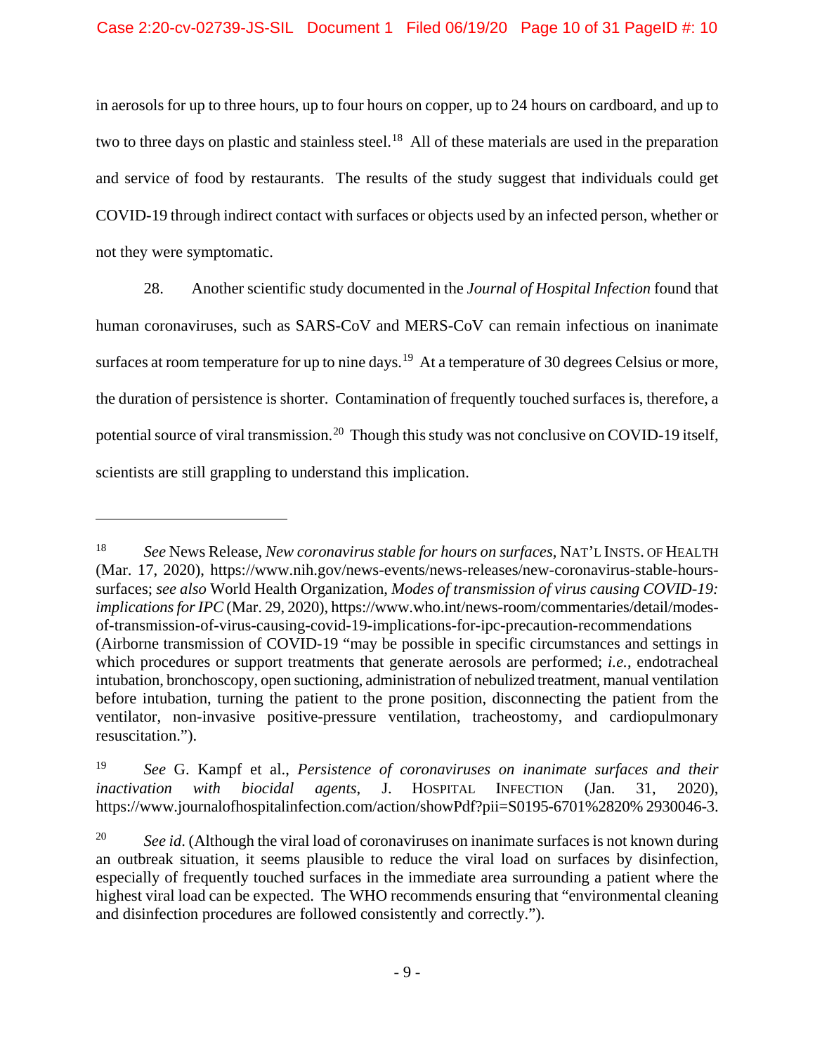in aerosols for up to three hours, up to four hours on copper, up to 24 hours on cardboard, and up to two to three days on plastic and stainless steel.[18] All of these materials are used in the preparation and service of food by restaurants. The results of the study suggest that individuals could get COVID-19 through indirect contact with surfaces or objects used by an infected person, whether or not they were symptomatic.

28. Another scientific study documented in the *Journal of Hospital Infection* found that human coronaviruses, such as SARS-CoV and MERS-CoV can remain infectious on inanimate surfaces at room temperature for up to nine days.[19] At a temperature of 30 degrees Celsius or more, the duration of persistence is shorter. Contamination of frequently touched surfaces is, therefore, a potential source of viral transmission.[20] Though this study was not conclusive on COVID-19 itself, scientists are still grappling to understand this implication.

---

[18] *See* News Release, *New coronavirus stable for hours on surfaces*, NAT'L INSTS. OF HEALTH (Mar. 17, 2020), https://www.nih.gov/news-events/news-releases/new-coronavirus-stable-hours-surfaces; *see also* World Health Organization, *Modes of transmission of virus causing COVID-19: implications for IPC* (Mar. 29, 2020), https://www.who.int/news-room/commentaries/detail/modes-of-transmission-of-virus-causing-covid-19-implications-for-ipc-precaution-recommendations (Airborne transmission of COVID-19 "may be possible in specific circumstances and settings in which procedures or support treatments that generate aerosols are performed; *i.e.*, endotracheal intubation, bronchoscopy, open suctioning, administration of nebulized treatment, manual ventilation before intubation, turning the patient to the prone position, disconnecting the patient from the ventilator, non-invasive positive-pressure ventilation, tracheostomy, and cardiopulmonary resuscitation.").

[19] *See* G. Kampf et al., *Persistence of coronaviruses on inanimate surfaces and their inactivation with biocidal agents*, J. HOSPITAL INFECTION (Jan. 31, 2020), https://www.journalofhospitalinfection.com/action/showPdf?pii=S0195-6701%2820% 2930046-3.

[20] *See id*. (Although the viral load of coronaviruses on inanimate surfaces is not known during an outbreak situation, it seems plausible to reduce the viral load on surfaces by disinfection, especially of frequently touched surfaces in the immediate area surrounding a patient where the highest viral load can be expected. The WHO recommends ensuring that "environmental cleaning and disinfection procedures are followed consistently and correctly.").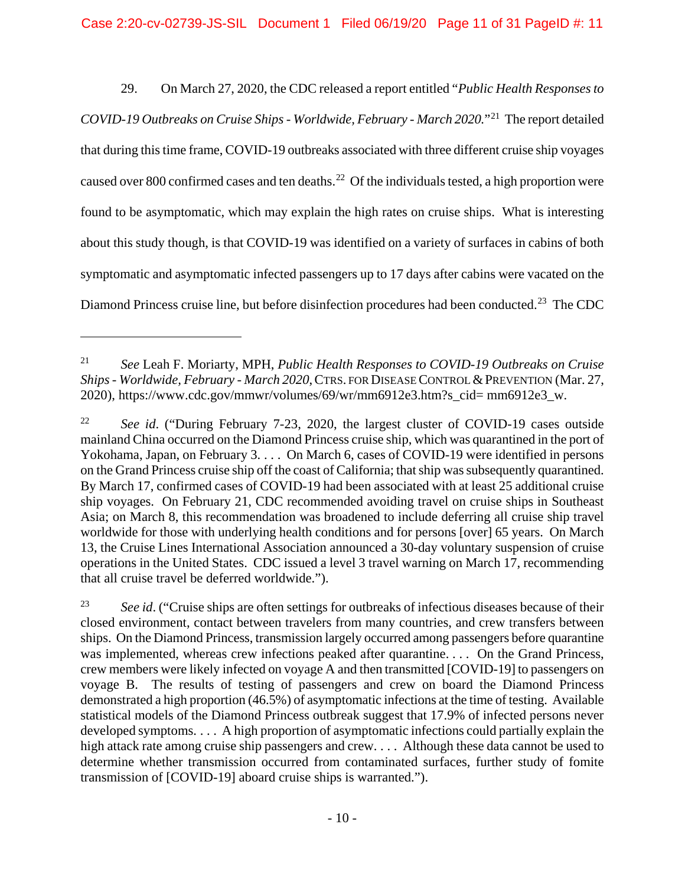29. On March 27, 2020, the CDC released a report entitled "*Public Health Responses to COVID-19 Outbreaks on Cruise Ships - Worldwide, February - March 2020*."[21] The report detailed that during this time frame, COVID-19 outbreaks associated with three different cruise ship voyages caused over 800 confirmed cases and ten deaths.[22] Of the individuals tested, a high proportion were found to be asymptomatic, which may explain the high rates on cruise ships. What is interesting about this study though, is that COVID-19 was identified on a variety of surfaces in cabins of both symptomatic and asymptomatic infected passengers up to 17 days after cabins were vacated on the Diamond Princess cruise line, but before disinfection procedures had been conducted.[23] The CDC

---

[21] *See* Leah F. Moriarty, MPH, *Public Health Responses to COVID-19 Outbreaks on Cruise Ships - Worldwide, February - March 2020*, CTRS. FOR DISEASE CONTROL & PREVENTION (Mar. 27, 2020), https://www.cdc.gov/mmwr/volumes/69/wr/mm6912e3.htm?s_cid= mm6912e3_w.

[22] *See id.* ("During February 7-23, 2020, the largest cluster of COVID-19 cases outside mainland China occurred on the Diamond Princess cruise ship, which was quarantined in the port of Yokohama, Japan, on February 3. . . . On March 6, cases of COVID-19 were identified in persons on the Grand Princess cruise ship off the coast of California; that ship was subsequently quarantined. By March 17, confirmed cases of COVID-19 had been associated with at least 25 additional cruise ship voyages. On February 21, CDC recommended avoiding travel on cruise ships in Southeast Asia; on March 8, this recommendation was broadened to include deferring all cruise ship travel worldwide for those with underlying health conditions and for persons [over] 65 years. On March 13, the Cruise Lines International Association announced a 30-day voluntary suspension of cruise operations in the United States. CDC issued a level 3 travel warning on March 17, recommending that all cruise travel be deferred worldwide.").

[23] *See id*. ("Cruise ships are often settings for outbreaks of infectious diseases because of their closed environment, contact between travelers from many countries, and crew transfers between ships. On the Diamond Princess, transmission largely occurred among passengers before quarantine was implemented, whereas crew infections peaked after quarantine. . . . On the Grand Princess, crew members were likely infected on voyage A and then transmitted [COVID-19] to passengers on voyage B. The results of testing of passengers and crew on board the Diamond Princess demonstrated a high proportion (46.5%) of asymptomatic infections at the time of testing. Available statistical models of the Diamond Princess outbreak suggest that 17.9% of infected persons never developed symptoms. . . . A high proportion of asymptomatic infections could partially explain the high attack rate among cruise ship passengers and crew. . . . Although these data cannot be used to determine whether transmission occurred from contaminated surfaces, further study of fomite transmission of [COVID-19] aboard cruise ships is warranted.").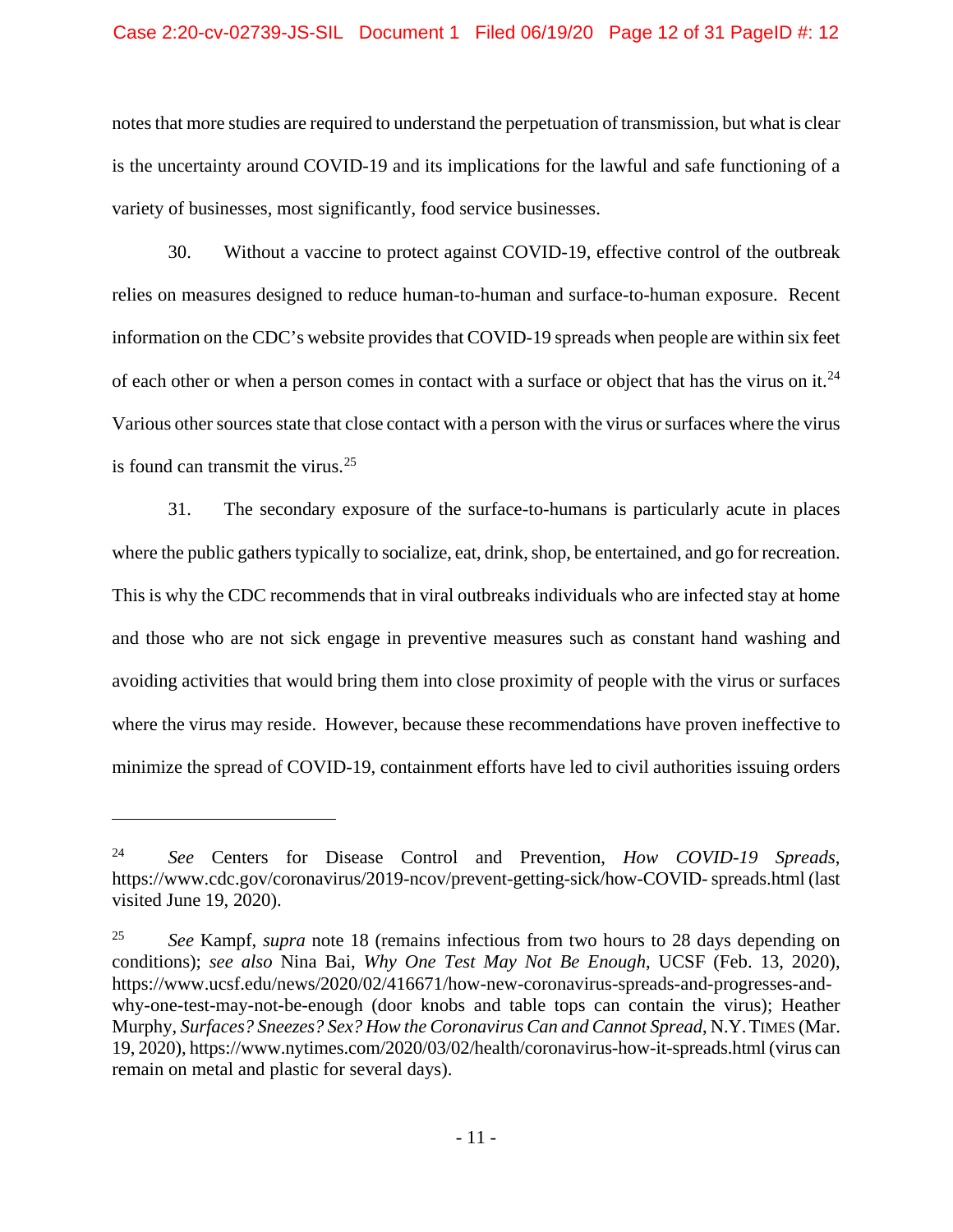notes that more studies are required to understand the perpetuation of transmission, but what is clear is the uncertainty around COVID-19 and its implications for the lawful and safe functioning of a variety of businesses, most significantly, food service businesses.

30. Without a vaccine to protect against COVID-19, effective control of the outbreak relies on measures designed to reduce human-to-human and surface-to-human exposure. Recent information on the CDC's website provides that COVID-19 spreads when people are within six feet of each other or when a person comes in contact with a surface or object that has the virus on it.[24] Various other sources state that close contact with a person with the virus or surfaces where the virus is found can transmit the virus.[25]

31. The secondary exposure of the surface-to-humans is particularly acute in places where the public gathers typically to socialize, eat, drink, shop, be entertained, and go for recreation. This is why the CDC recommends that in viral outbreaks individuals who are infected stay at home and those who are not sick engage in preventive measures such as constant hand washing and avoiding activities that would bring them into close proximity of people with the virus or surfaces where the virus may reside. However, because these recommendations have proven ineffective to minimize the spread of COVID-19, containment efforts have led to civil authorities issuing orders

---

[24] *See* Centers for Disease Control and Prevention, *How COVID-19 Spreads*, https://www.cdc.gov/coronavirus/2019-ncov/prevent-getting-sick/how-COVID- spreads.html (last visited June 19, 2020).

[25] *See* Kampf, *supra* note 18 (remains infectious from two hours to 28 days depending on conditions); *see also* Nina Bai, *Why One Test May Not Be Enough*, UCSF (Feb. 13, 2020), https://www.ucsf.edu/news/2020/02/416671/how-new-coronavirus-spreads-and-progresses-and-why-one-test-may-not-be-enough (door knobs and table tops can contain the virus); Heather Murphy, *Surfaces? Sneezes? Sex? How the Coronavirus Can and Cannot Spread*, N.Y. TIMES (Mar. 19, 2020), https://www.nytimes.com/2020/03/02/health/coronavirus-how-it-spreads.html (virus can remain on metal and plastic for several days).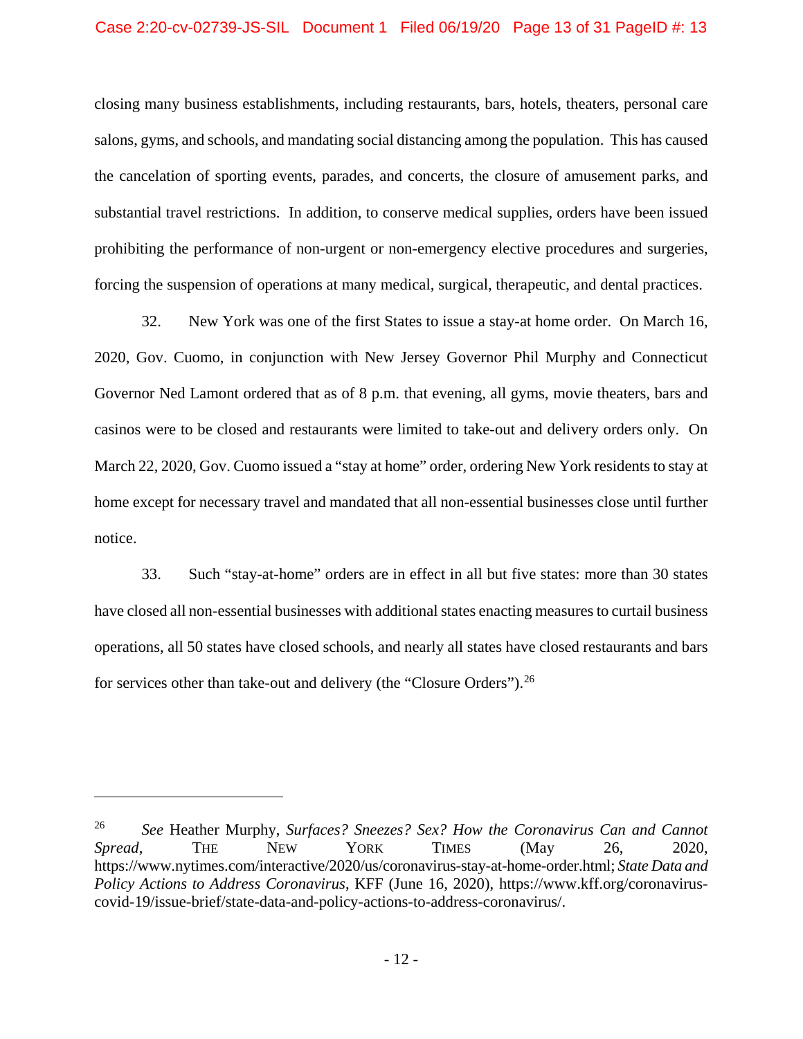closing many business establishments, including restaurants, bars, hotels, theaters, personal care salons, gyms, and schools, and mandating social distancing among the population. This has caused the cancelation of sporting events, parades, and concerts, the closure of amusement parks, and substantial travel restrictions. In addition, to conserve medical supplies, orders have been issued prohibiting the performance of non-urgent or non-emergency elective procedures and surgeries, forcing the suspension of operations at many medical, surgical, therapeutic, and dental practices.

32. New York was one of the first States to issue a stay-at home order. On March 16, 2020, Gov. Cuomo, in conjunction with New Jersey Governor Phil Murphy and Connecticut Governor Ned Lamont ordered that as of 8 p.m. that evening, all gyms, movie theaters, bars and casinos were to be closed and restaurants were limited to take-out and delivery orders only. On March 22, 2020, Gov. Cuomo issued a "stay at home" order, ordering New York residents to stay at home except for necessary travel and mandated that all non-essential businesses close until further notice.

33. Such "stay-at-home" orders are in effect in all but five states: more than 30 states have closed all non-essential businesses with additional states enacting measures to curtail business operations, all 50 states have closed schools, and nearly all states have closed restaurants and bars for services other than take-out and delivery (the "Closure Orders").[26]

---

[26] *See* Heather Murphy, *Surfaces? Sneezes? Sex? How the Coronavirus Can and Cannot Spread*, THE NEW YORK TIMES (May 26, 2020, https://www.nytimes.com/interactive/2020/us/coronavirus-stay-at-home-order.html; *State Data and Policy Actions to Address Coronavirus*, KFF (June 16, 2020), https://www.kff.org/coronavirus-covid-19/issue-brief/state-data-and-policy-actions-to-address-coronavirus/.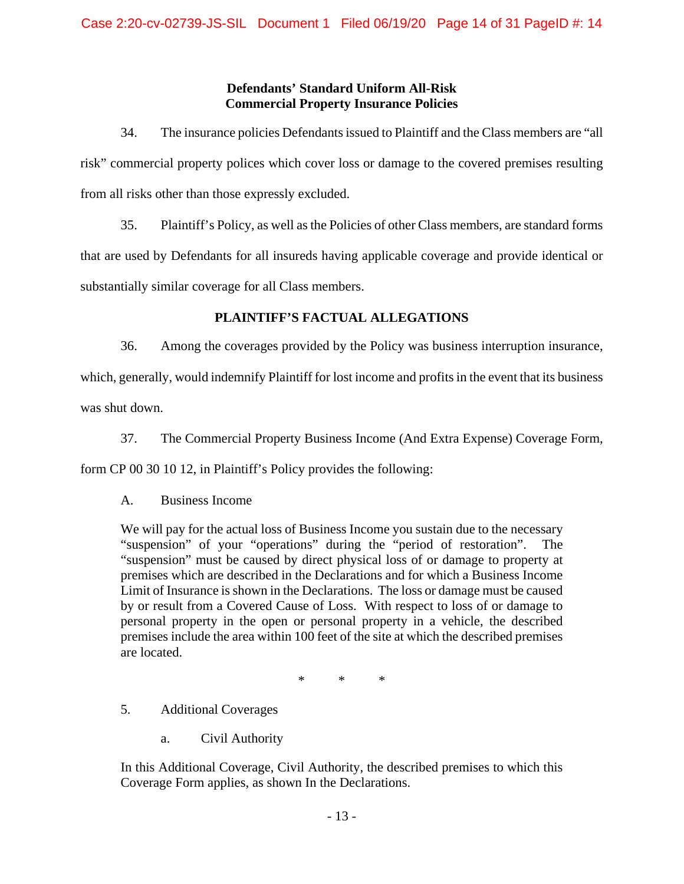**Defendants' Standard Uniform All-Risk Commercial Property Insurance Policies**

34. The insurance policies Defendants issued to Plaintiff and the Class members are "all risk" commercial property polices which cover loss or damage to the covered premises resulting from all risks other than those expressly excluded.

35. Plaintiff's Policy, as well as the Policies of other Class members, are standard forms that are used by Defendants for all insureds having applicable coverage and provide identical or substantially similar coverage for all Class members.

**PLAINTIFF'S FACTUAL ALLEGATIONS**

36. Among the coverages provided by the Policy was business interruption insurance, which, generally, would indemnify Plaintiff for lost income and profits in the event that its business was shut down.

37. The Commercial Property Business Income (And Extra Expense) Coverage Form, form CP 00 30 10 12, in Plaintiff's Policy provides the following:

> A. Business Income
>
> We will pay for the actual loss of Business Income you sustain due to the necessary "suspension" of your "operations" during the "period of restoration". The "suspension" must be caused by direct physical loss of or damage to property at premises which are described in the Declarations and for which a Business Income Limit of Insurance is shown in the Declarations. The loss or damage must be caused by or result from a Covered Cause of Loss. With respect to loss of or damage to personal property in the open or personal property in a vehicle, the described premises include the area within 100 feet of the site at which the described premises are located.
>
> \* \* \*
>
> 5. Additional Coverages
>
> a. Civil Authority
>
> In this Additional Coverage, Civil Authority, the described premises to which this Coverage Form applies, as shown In the Declarations.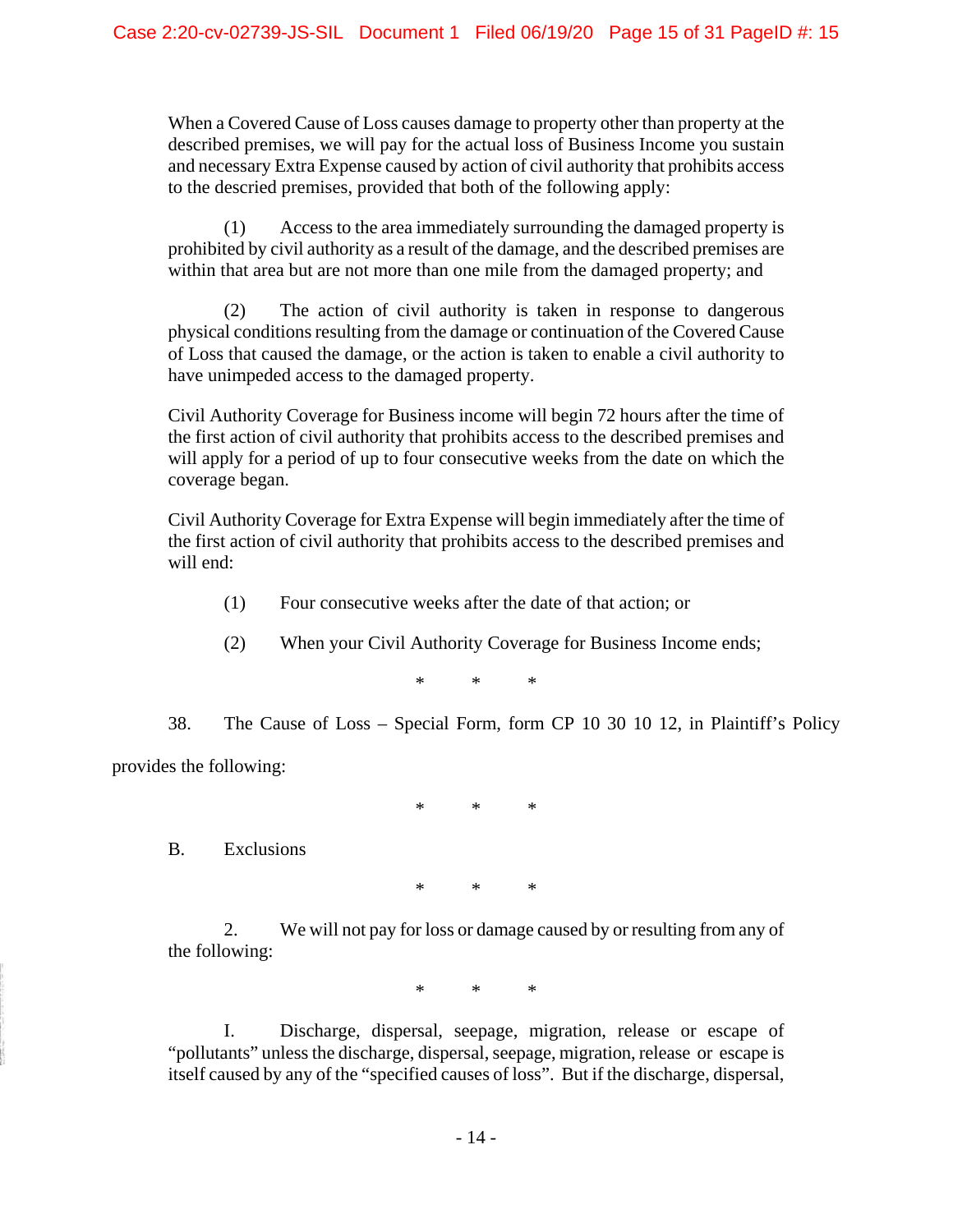When a Covered Cause of Loss causes damage to property other than property at the described premises, we will pay for the actual loss of Business Income you sustain and necessary Extra Expense caused by action of civil authority that prohibits access to the descried premises, provided that both of the following apply:

(1) Access to the area immediately surrounding the damaged property is prohibited by civil authority as a result of the damage, and the described premises are within that area but are not more than one mile from the damaged property; and

(2) The action of civil authority is taken in response to dangerous physical conditions resulting from the damage or continuation of the Covered Cause of Loss that caused the damage, or the action is taken to enable a civil authority to have unimpeded access to the damaged property.

Civil Authority Coverage for Business income will begin 72 hours after the time of the first action of civil authority that prohibits access to the described premises and will apply for a period of up to four consecutive weeks from the date on which the coverage began.

Civil Authority Coverage for Extra Expense will begin immediately after the time of the first action of civil authority that prohibits access to the described premises and will end:

(1) Four consecutive weeks after the date of that action; or

(2) When your Civil Authority Coverage for Business Income ends;

\* \* \*

38. The Cause of Loss – Special Form, form CP 10 30 10 12, in Plaintiff's Policy provides the following:

\* \* \*

B. Exclusions

\* \* \*

2. We will not pay for loss or damage caused by or resulting from any of the following:

\* \* \*

I. Discharge, dispersal, seepage, migration, release or escape of "pollutants" unless the discharge, dispersal, seepage, migration, release or escape is itself caused by any of the "specified causes of loss". But if the discharge, dispersal,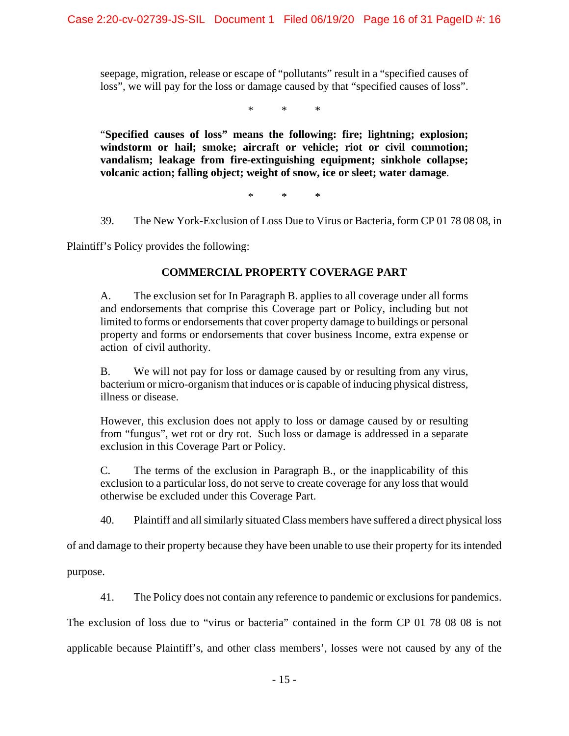seepage, migration, release or escape of "pollutants" result in a "specified causes of loss", we will pay for the loss or damage caused by that "specified causes of loss".

\* \* \*

"**Specified causes of loss" means the following: fire; lightning; explosion; windstorm or hail; smoke; aircraft or vehicle; riot or civil commotion; vandalism; leakage from fire-extinguishing equipment; sinkhole collapse; volcanic action; falling object; weight of snow, ice or sleet; water damage**.

\* \* \*

39. The New York-Exclusion of Loss Due to Virus or Bacteria, form CP 01 78 08 08, in Plaintiff's Policy provides the following:

**COMMERCIAL PROPERTY COVERAGE PART**

> A. The exclusion set for In Paragraph B. applies to all coverage under all forms and endorsements that comprise this Coverage part or Policy, including but not limited to forms or endorsements that cover property damage to buildings or personal property and forms or endorsements that cover business Income, extra expense or action of civil authority.
>
> B. We will not pay for loss or damage caused by or resulting from any virus, bacterium or micro-organism that induces or is capable of inducing physical distress, illness or disease.
>
> However, this exclusion does not apply to loss or damage caused by or resulting from "fungus", wet rot or dry rot. Such loss or damage is addressed in a separate exclusion in this Coverage Part or Policy.
>
> C. The terms of the exclusion in Paragraph B., or the inapplicability of this exclusion to a particular loss, do not serve to create coverage for any loss that would otherwise be excluded under this Coverage Part.

40. Plaintiff and all similarly situated Class members have suffered a direct physical loss of and damage to their property because they have been unable to use their property for its intended purpose.

41. The Policy does not contain any reference to pandemic or exclusions for pandemics. The exclusion of loss due to "virus or bacteria" contained in the form CP 01 78 08 08 is not applicable because Plaintiff's, and other class members', losses were not caused by any of the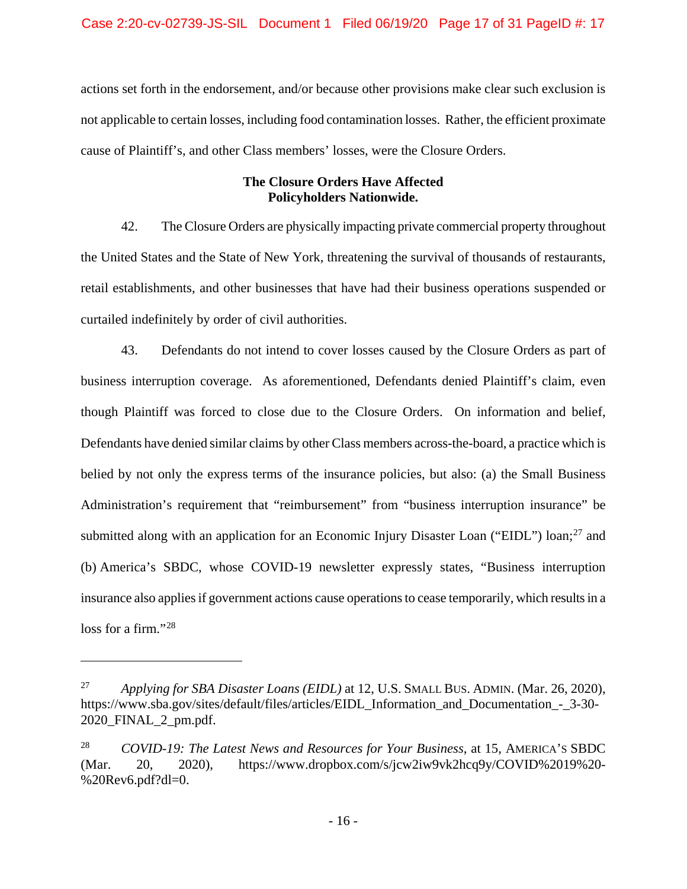actions set forth in the endorsement, and/or because other provisions make clear such exclusion is not applicable to certain losses, including food contamination losses. Rather, the efficient proximate cause of Plaintiff's, and other Class members' losses, were the Closure Orders.

**The Closure Orders Have Affected Policyholders Nationwide.**

42. The Closure Orders are physically impacting private commercial property throughout the United States and the State of New York, threatening the survival of thousands of restaurants, retail establishments, and other businesses that have had their business operations suspended or curtailed indefinitely by order of civil authorities.

43. Defendants do not intend to cover losses caused by the Closure Orders as part of business interruption coverage. As aforementioned, Defendants denied Plaintiff's claim, even though Plaintiff was forced to close due to the Closure Orders. On information and belief, Defendants have denied similar claims by other Class members across-the-board, a practice which is belied by not only the express terms of the insurance policies, but also: (a) the Small Business Administration's requirement that "reimbursement" from "business interruption insurance" be submitted along with an application for an Economic Injury Disaster Loan ("EIDL") loan;[27] and (b) America's SBDC, whose COVID-19 newsletter expressly states, "Business interruption insurance also applies if government actions cause operations to cease temporarily, which results in a loss for a firm."[28]

---

[27] *Applying for SBA Disaster Loans (EIDL)* at 12, U.S. SMALL BUS. ADMIN. (Mar. 26, 2020), https://www.sba.gov/sites/default/files/articles/EIDL_Information_and_Documentation_-_3-30-2020_FINAL_2_pm.pdf.

[28] *COVID-19: The Latest News and Resources for Your Business*, at 15, AMERICA'S SBDC (Mar. 20, 2020), https://www.dropbox.com/s/jcw2iw9vk2hcq9y/COVID%2019%20-%20Rev6.pdf?dl=0.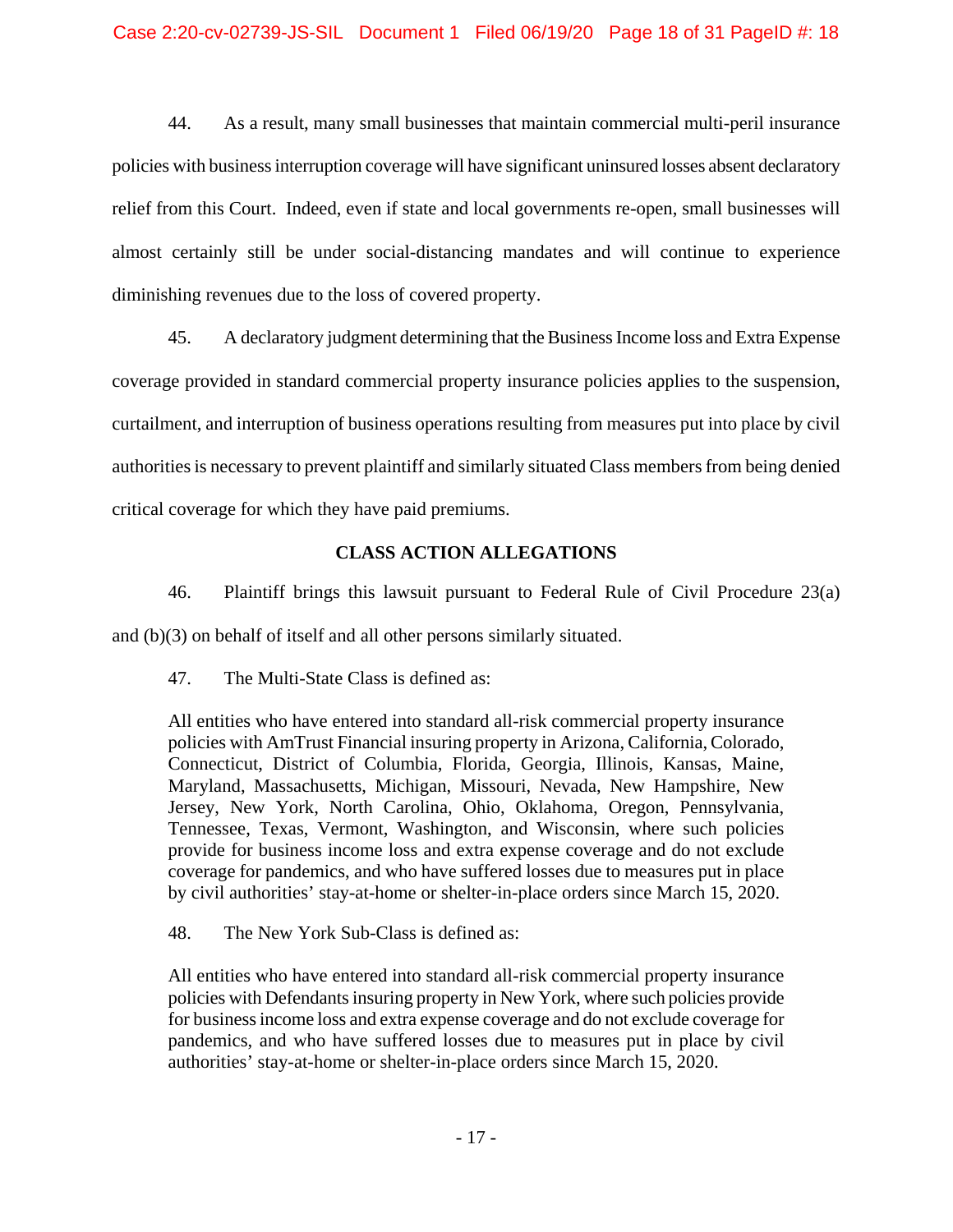44. As a result, many small businesses that maintain commercial multi-peril insurance policies with business interruption coverage will have significant uninsured losses absent declaratory relief from this Court. Indeed, even if state and local governments re-open, small businesses will almost certainly still be under social-distancing mandates and will continue to experience diminishing revenues due to the loss of covered property.

45. A declaratory judgment determining that the Business Income loss and Extra Expense coverage provided in standard commercial property insurance policies applies to the suspension, curtailment, and interruption of business operations resulting from measures put into place by civil authorities is necessary to prevent plaintiff and similarly situated Class members from being denied critical coverage for which they have paid premiums.

## CLASS ACTION ALLEGATIONS

46. Plaintiff brings this lawsuit pursuant to Federal Rule of Civil Procedure 23(a) and (b)(3) on behalf of itself and all other persons similarly situated.

47. The Multi-State Class is defined as:

> All entities who have entered into standard all-risk commercial property insurance policies with AmTrust Financial insuring property in Arizona, California, Colorado, Connecticut, District of Columbia, Florida, Georgia, Illinois, Kansas, Maine, Maryland, Massachusetts, Michigan, Missouri, Nevada, New Hampshire, New Jersey, New York, North Carolina, Ohio, Oklahoma, Oregon, Pennsylvania, Tennessee, Texas, Vermont, Washington, and Wisconsin, where such policies provide for business income loss and extra expense coverage and do not exclude coverage for pandemics, and who have suffered losses due to measures put in place by civil authorities' stay-at-home or shelter-in-place orders since March 15, 2020.

48. The New York Sub-Class is defined as:

> All entities who have entered into standard all-risk commercial property insurance policies with Defendants insuring property in New York, where such policies provide for business income loss and extra expense coverage and do not exclude coverage for pandemics, and who have suffered losses due to measures put in place by civil authorities' stay-at-home or shelter-in-place orders since March 15, 2020.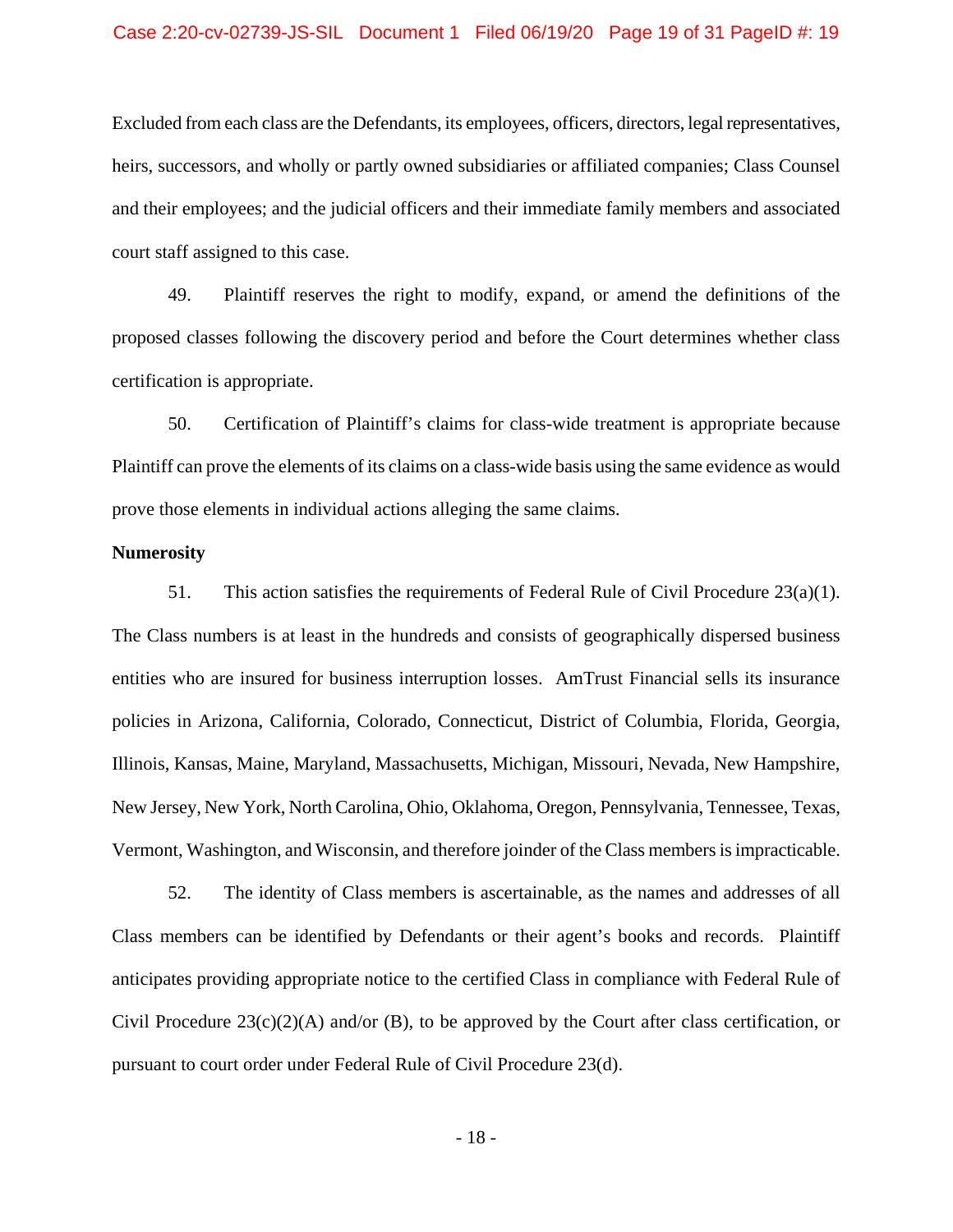Excluded from each class are the Defendants, its employees, officers, directors, legal representatives, heirs, successors, and wholly or partly owned subsidiaries or affiliated companies; Class Counsel and their employees; and the judicial officers and their immediate family members and associated court staff assigned to this case.

49. Plaintiff reserves the right to modify, expand, or amend the definitions of the proposed classes following the discovery period and before the Court determines whether class certification is appropriate.

50. Certification of Plaintiff's claims for class-wide treatment is appropriate because Plaintiff can prove the elements of its claims on a class-wide basis using the same evidence as would prove those elements in individual actions alleging the same claims.

**Numerosity**

51. This action satisfies the requirements of Federal Rule of Civil Procedure 23(a)(1). The Class numbers is at least in the hundreds and consists of geographically dispersed business entities who are insured for business interruption losses. AmTrust Financial sells its insurance policies in Arizona, California, Colorado, Connecticut, District of Columbia, Florida, Georgia, Illinois, Kansas, Maine, Maryland, Massachusetts, Michigan, Missouri, Nevada, New Hampshire, New Jersey, New York, North Carolina, Ohio, Oklahoma, Oregon, Pennsylvania, Tennessee, Texas, Vermont, Washington, and Wisconsin, and therefore joinder of the Class members is impracticable.

52. The identity of Class members is ascertainable, as the names and addresses of all Class members can be identified by Defendants or their agent's books and records. Plaintiff anticipates providing appropriate notice to the certified Class in compliance with Federal Rule of Civil Procedure 23(c)(2)(A) and/or (B), to be approved by the Court after class certification, or pursuant to court order under Federal Rule of Civil Procedure 23(d).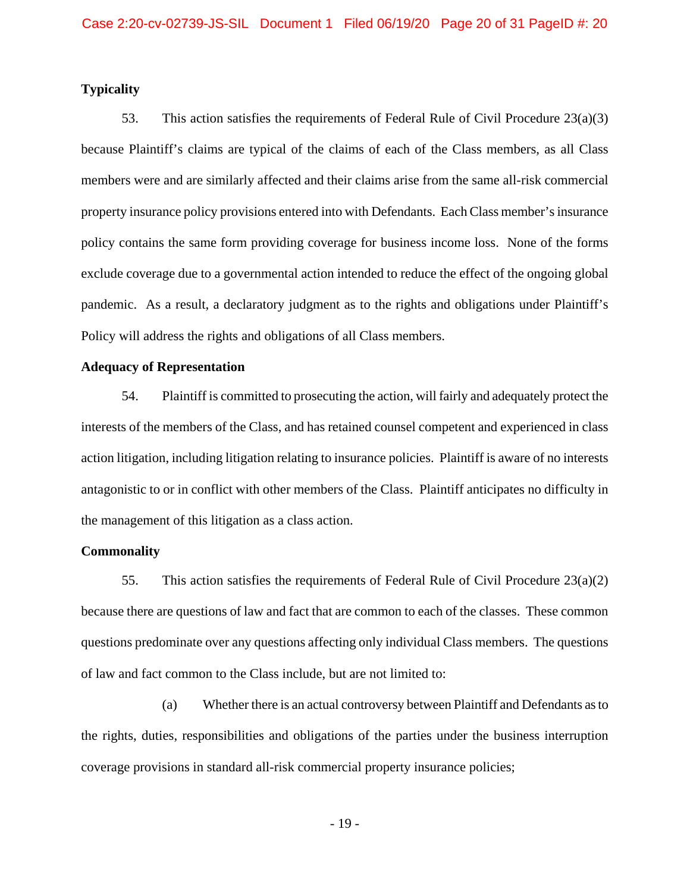**Typicality**

53. This action satisfies the requirements of Federal Rule of Civil Procedure 23(a)(3) because Plaintiff's claims are typical of the claims of each of the Class members, as all Class members were and are similarly affected and their claims arise from the same all-risk commercial property insurance policy provisions entered into with Defendants. Each Class member's insurance policy contains the same form providing coverage for business income loss. None of the forms exclude coverage due to a governmental action intended to reduce the effect of the ongoing global pandemic. As a result, a declaratory judgment as to the rights and obligations under Plaintiff's Policy will address the rights and obligations of all Class members.

**Adequacy of Representation**

54. Plaintiff is committed to prosecuting the action, will fairly and adequately protect the interests of the members of the Class, and has retained counsel competent and experienced in class action litigation, including litigation relating to insurance policies. Plaintiff is aware of no interests antagonistic to or in conflict with other members of the Class. Plaintiff anticipates no difficulty in the management of this litigation as a class action.

**Commonality**

55. This action satisfies the requirements of Federal Rule of Civil Procedure 23(a)(2) because there are questions of law and fact that are common to each of the classes. These common questions predominate over any questions affecting only individual Class members. The questions of law and fact common to the Class include, but are not limited to:

(a) Whether there is an actual controversy between Plaintiff and Defendants as to the rights, duties, responsibilities and obligations of the parties under the business interruption coverage provisions in standard all-risk commercial property insurance policies;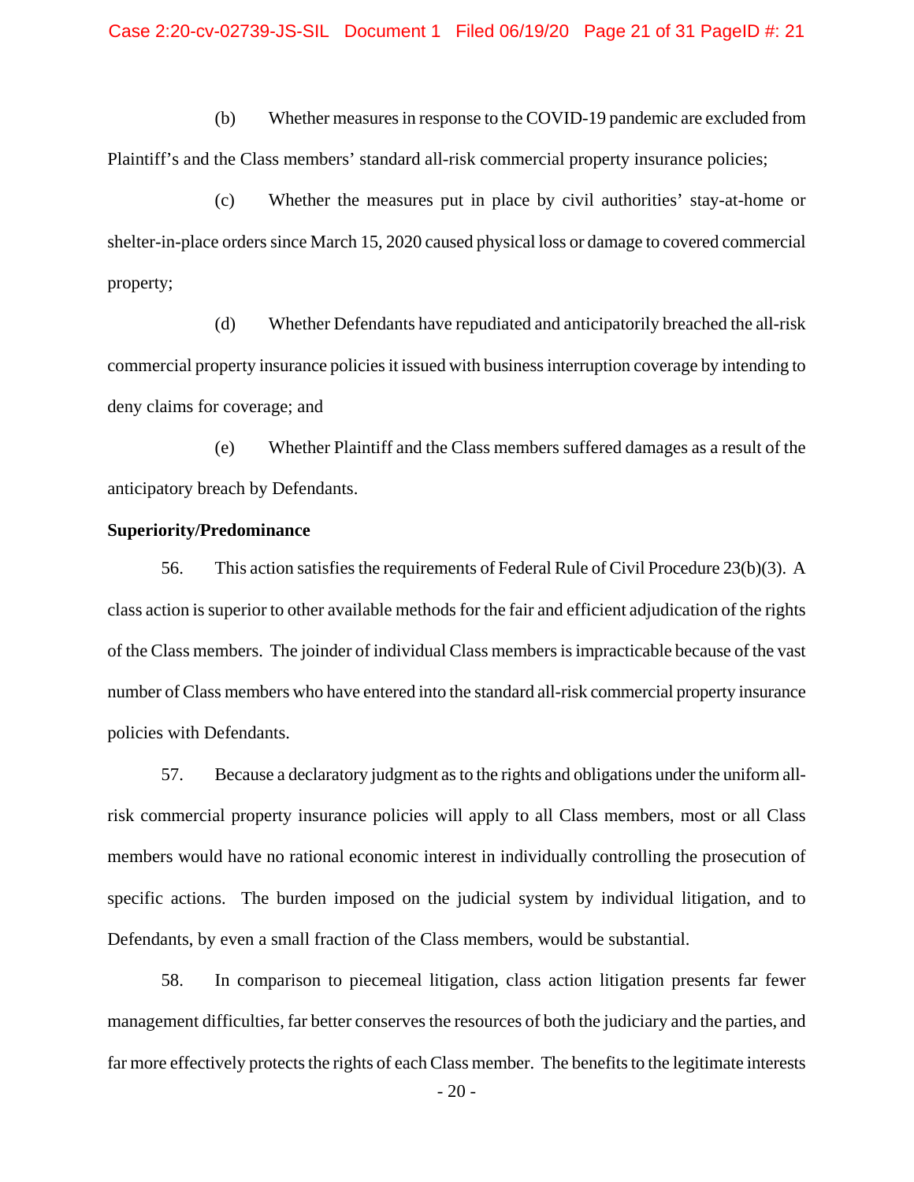(b) Whether measures in response to the COVID-19 pandemic are excluded from Plaintiff's and the Class members' standard all-risk commercial property insurance policies;

(c) Whether the measures put in place by civil authorities' stay-at-home or shelter-in-place orders since March 15, 2020 caused physical loss or damage to covered commercial property;

(d) Whether Defendants have repudiated and anticipatorily breached the all-risk commercial property insurance policies it issued with business interruption coverage by intending to deny claims for coverage; and

(e) Whether Plaintiff and the Class members suffered damages as a result of the anticipatory breach by Defendants.

**Superiority/Predominance**

56. This action satisfies the requirements of Federal Rule of Civil Procedure 23(b)(3). A class action is superior to other available methods for the fair and efficient adjudication of the rights of the Class members. The joinder of individual Class members is impracticable because of the vast number of Class members who have entered into the standard all-risk commercial property insurance policies with Defendants.

57. Because a declaratory judgment as to the rights and obligations under the uniform all-risk commercial property insurance policies will apply to all Class members, most or all Class members would have no rational economic interest in individually controlling the prosecution of specific actions. The burden imposed on the judicial system by individual litigation, and to Defendants, by even a small fraction of the Class members, would be substantial.

58. In comparison to piecemeal litigation, class action litigation presents far fewer management difficulties, far better conserves the resources of both the judiciary and the parties, and far more effectively protects the rights of each Class member. The benefits to the legitimate interests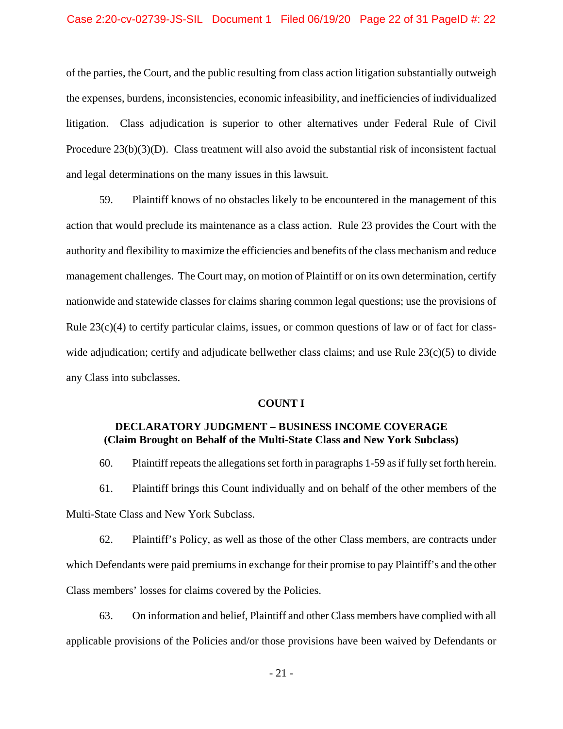of the parties, the Court, and the public resulting from class action litigation substantially outweigh the expenses, burdens, inconsistencies, economic infeasibility, and inefficiencies of individualized litigation. Class adjudication is superior to other alternatives under Federal Rule of Civil Procedure 23(b)(3)(D). Class treatment will also avoid the substantial risk of inconsistent factual and legal determinations on the many issues in this lawsuit.

59. Plaintiff knows of no obstacles likely to be encountered in the management of this action that would preclude its maintenance as a class action. Rule 23 provides the Court with the authority and flexibility to maximize the efficiencies and benefits of the class mechanism and reduce management challenges. The Court may, on motion of Plaintiff or on its own determination, certify nationwide and statewide classes for claims sharing common legal questions; use the provisions of Rule 23(c)(4) to certify particular claims, issues, or common questions of law or of fact for class-wide adjudication; certify and adjudicate bellwether class claims; and use Rule 23(c)(5) to divide any Class into subclasses.

## COUNT I

### DECLARATORY JUDGMENT – BUSINESS INCOME COVERAGE (Claim Brought on Behalf of the Multi-State Class and New York Subclass)

60. Plaintiff repeats the allegations set forth in paragraphs 1-59 as if fully set forth herein.

61. Plaintiff brings this Count individually and on behalf of the other members of the Multi-State Class and New York Subclass.

62. Plaintiff's Policy, as well as those of the other Class members, are contracts under which Defendants were paid premiums in exchange for their promise to pay Plaintiff's and the other Class members' losses for claims covered by the Policies.

63. On information and belief, Plaintiff and other Class members have complied with all applicable provisions of the Policies and/or those provisions have been waived by Defendants or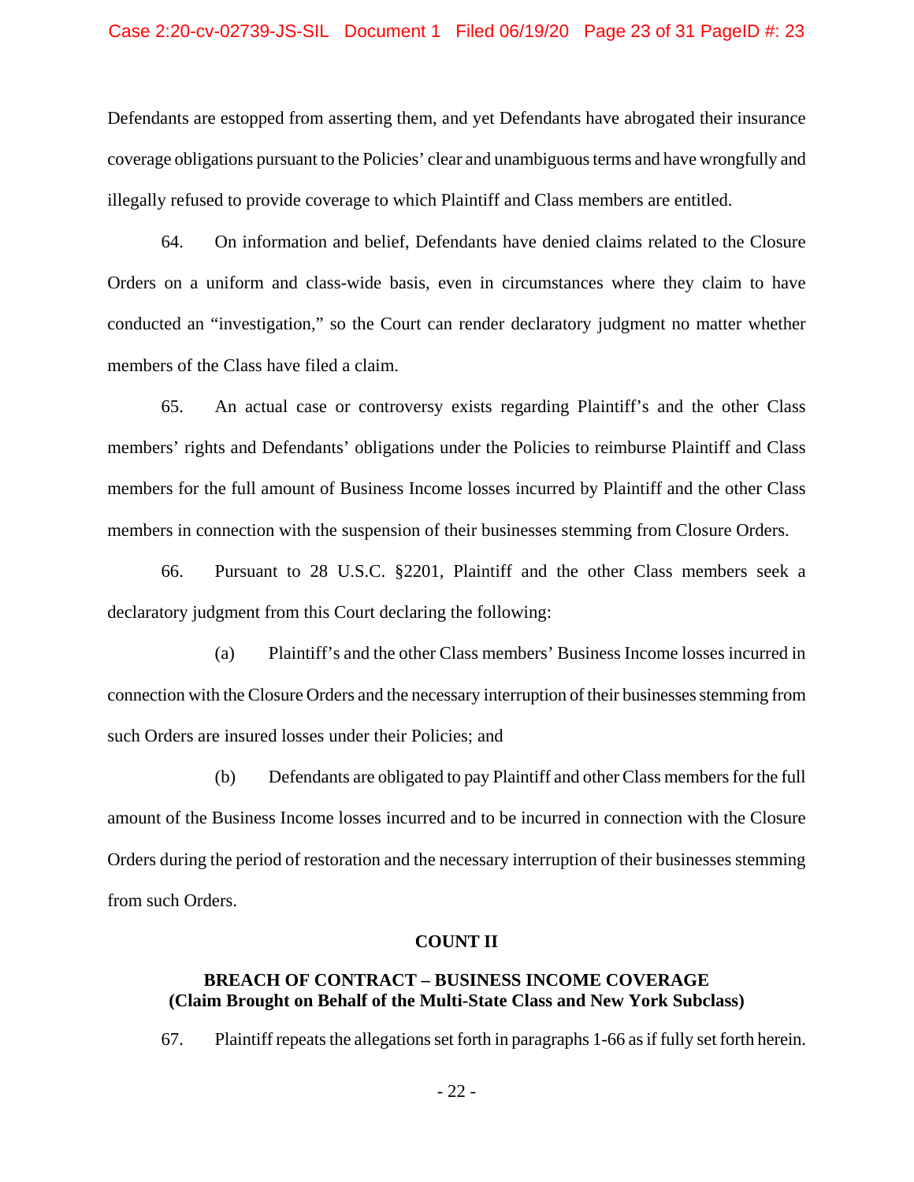Defendants are estopped from asserting them, and yet Defendants have abrogated their insurance coverage obligations pursuant to the Policies' clear and unambiguous terms and have wrongfully and illegally refused to provide coverage to which Plaintiff and Class members are entitled.

64. On information and belief, Defendants have denied claims related to the Closure Orders on a uniform and class-wide basis, even in circumstances where they claim to have conducted an "investigation," so the Court can render declaratory judgment no matter whether members of the Class have filed a claim.

65. An actual case or controversy exists regarding Plaintiff's and the other Class members' rights and Defendants' obligations under the Policies to reimburse Plaintiff and Class members for the full amount of Business Income losses incurred by Plaintiff and the other Class members in connection with the suspension of their businesses stemming from Closure Orders.

66. Pursuant to 28 U.S.C. §2201, Plaintiff and the other Class members seek a declaratory judgment from this Court declaring the following:

(a) Plaintiff's and the other Class members' Business Income losses incurred in connection with the Closure Orders and the necessary interruption of their businesses stemming from such Orders are insured losses under their Policies; and

(b) Defendants are obligated to pay Plaintiff and other Class members for the full amount of the Business Income losses incurred and to be incurred in connection with the Closure Orders during the period of restoration and the necessary interruption of their businesses stemming from such Orders.

**COUNT II**

**BREACH OF CONTRACT – BUSINESS INCOME COVERAGE**
**(Claim Brought on Behalf of the Multi-State Class and New York Subclass)**

67. Plaintiff repeats the allegations set forth in paragraphs 1-66 as if fully set forth herein.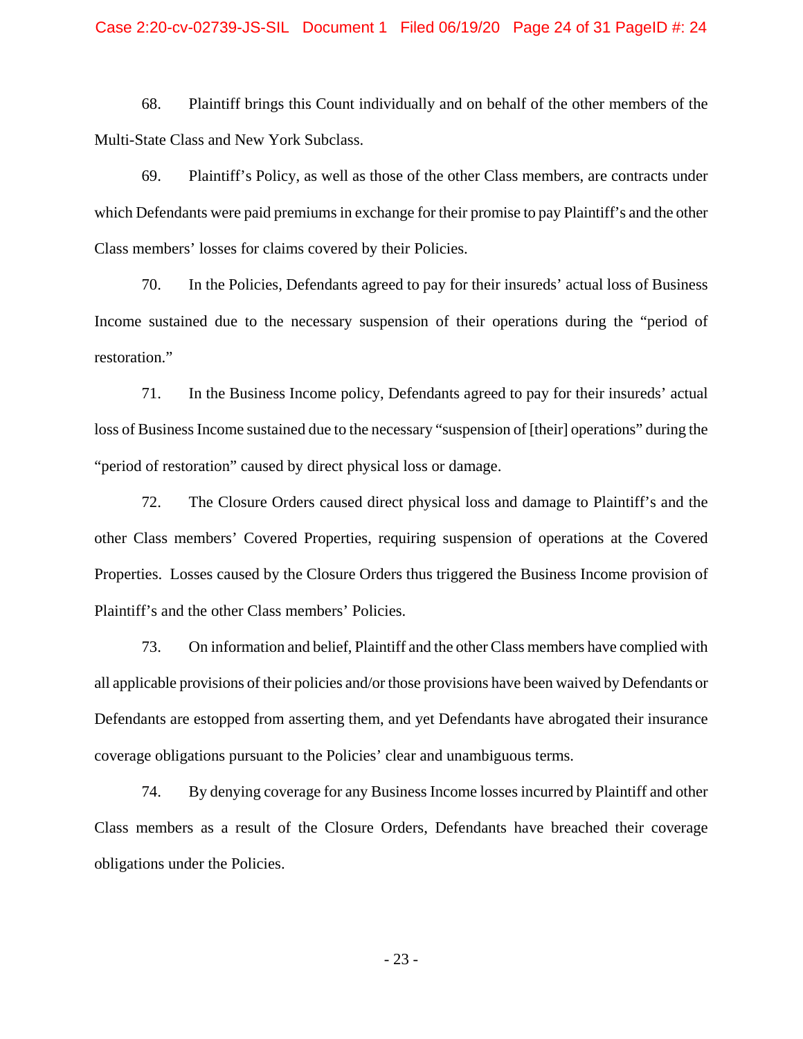68. Plaintiff brings this Count individually and on behalf of the other members of the Multi-State Class and New York Subclass.

69. Plaintiff's Policy, as well as those of the other Class members, are contracts under which Defendants were paid premiums in exchange for their promise to pay Plaintiff's and the other Class members' losses for claims covered by their Policies.

70. In the Policies, Defendants agreed to pay for their insureds' actual loss of Business Income sustained due to the necessary suspension of their operations during the "period of restoration."

71. In the Business Income policy, Defendants agreed to pay for their insureds' actual loss of Business Income sustained due to the necessary "suspension of [their] operations" during the "period of restoration" caused by direct physical loss or damage.

72. The Closure Orders caused direct physical loss and damage to Plaintiff's and the other Class members' Covered Properties, requiring suspension of operations at the Covered Properties. Losses caused by the Closure Orders thus triggered the Business Income provision of Plaintiff's and the other Class members' Policies.

73. On information and belief, Plaintiff and the other Class members have complied with all applicable provisions of their policies and/or those provisions have been waived by Defendants or Defendants are estopped from asserting them, and yet Defendants have abrogated their insurance coverage obligations pursuant to the Policies' clear and unambiguous terms.

74. By denying coverage for any Business Income losses incurred by Plaintiff and other Class members as a result of the Closure Orders, Defendants have breached their coverage obligations under the Policies.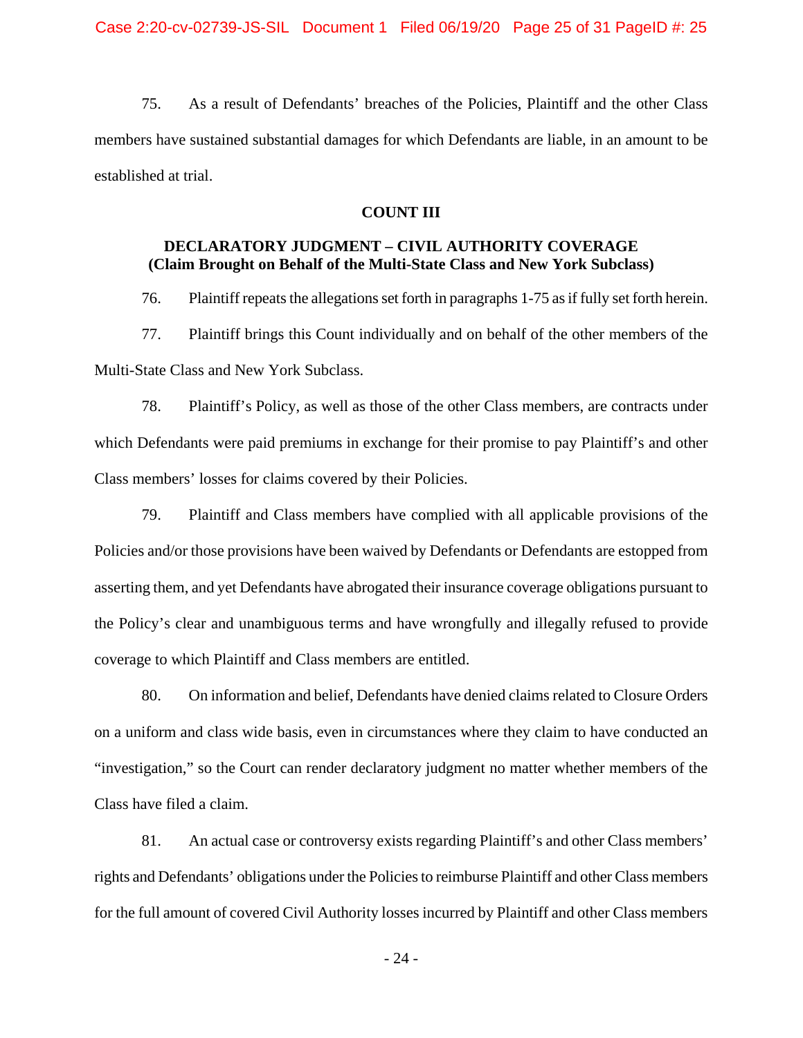75. As a result of Defendants' breaches of the Policies, Plaintiff and the other Class members have sustained substantial damages for which Defendants are liable, in an amount to be established at trial.

**COUNT III**

**DECLARATORY JUDGMENT – CIVIL AUTHORITY COVERAGE**
**(Claim Brought on Behalf of the Multi-State Class and New York Subclass)**

76. Plaintiff repeats the allegations set forth in paragraphs 1-75 as if fully set forth herein.

77. Plaintiff brings this Count individually and on behalf of the other members of the Multi-State Class and New York Subclass.

78. Plaintiff's Policy, as well as those of the other Class members, are contracts under which Defendants were paid premiums in exchange for their promise to pay Plaintiff's and other Class members' losses for claims covered by their Policies.

79. Plaintiff and Class members have complied with all applicable provisions of the Policies and/or those provisions have been waived by Defendants or Defendants are estopped from asserting them, and yet Defendants have abrogated their insurance coverage obligations pursuant to the Policy's clear and unambiguous terms and have wrongfully and illegally refused to provide coverage to which Plaintiff and Class members are entitled.

80. On information and belief, Defendants have denied claims related to Closure Orders on a uniform and class wide basis, even in circumstances where they claim to have conducted an "investigation," so the Court can render declaratory judgment no matter whether members of the Class have filed a claim.

81. An actual case or controversy exists regarding Plaintiff's and other Class members' rights and Defendants' obligations under the Policies to reimburse Plaintiff and other Class members for the full amount of covered Civil Authority losses incurred by Plaintiff and other Class members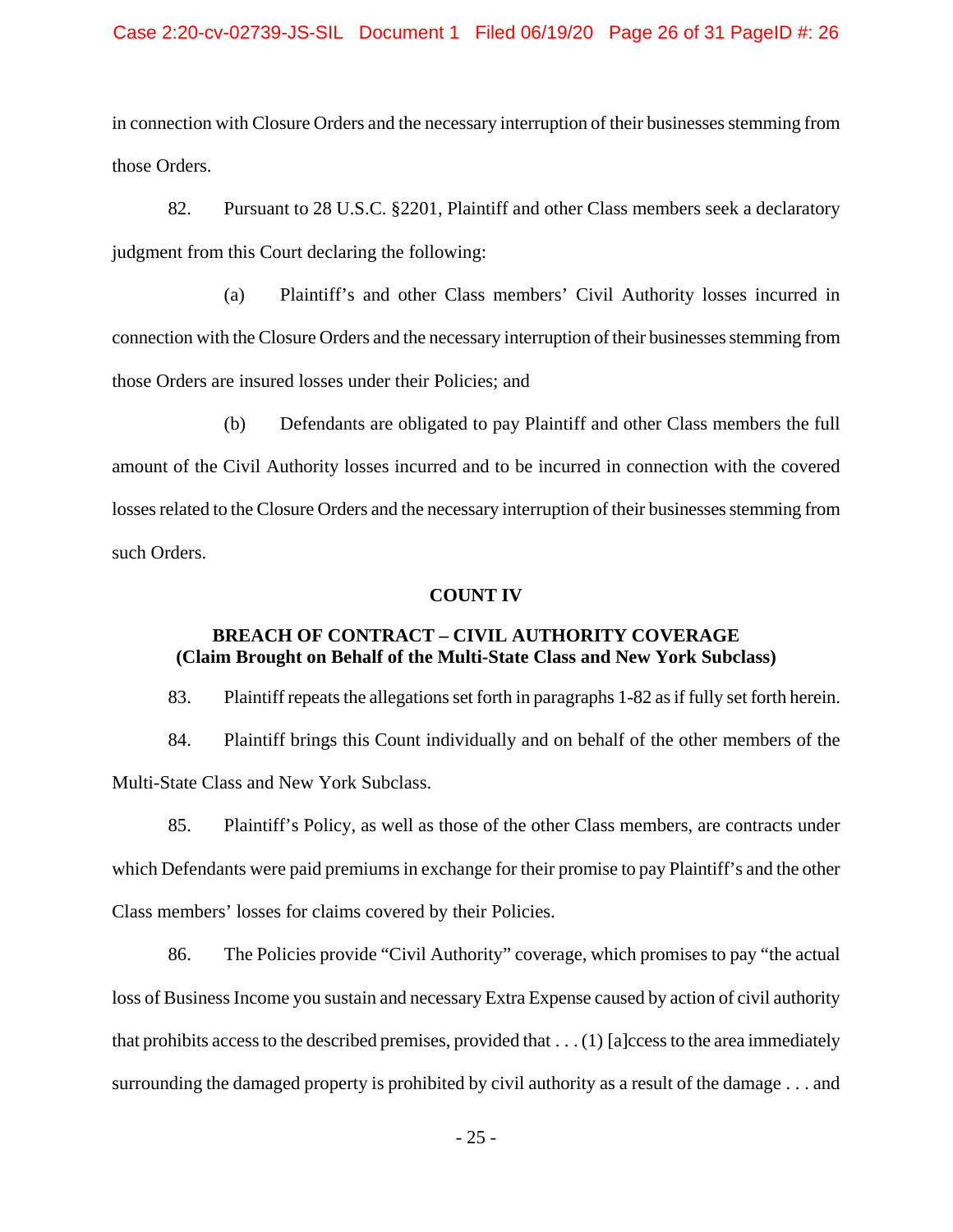in connection with Closure Orders and the necessary interruption of their businesses stemming from those Orders.

82. Pursuant to 28 U.S.C. §2201, Plaintiff and other Class members seek a declaratory judgment from this Court declaring the following:

(a) Plaintiff's and other Class members' Civil Authority losses incurred in connection with the Closure Orders and the necessary interruption of their businesses stemming from those Orders are insured losses under their Policies; and

(b) Defendants are obligated to pay Plaintiff and other Class members the full amount of the Civil Authority losses incurred and to be incurred in connection with the covered losses related to the Closure Orders and the necessary interruption of their businesses stemming from such Orders.

**COUNT IV**

**BREACH OF CONTRACT – CIVIL AUTHORITY COVERAGE**
**(Claim Brought on Behalf of the Multi-State Class and New York Subclass)**

83. Plaintiff repeats the allegations set forth in paragraphs 1-82 as if fully set forth herein.

84. Plaintiff brings this Count individually and on behalf of the other members of the Multi-State Class and New York Subclass.

85. Plaintiff's Policy, as well as those of the other Class members, are contracts under which Defendants were paid premiums in exchange for their promise to pay Plaintiff's and the other Class members' losses for claims covered by their Policies.

86. The Policies provide "Civil Authority" coverage, which promises to pay "the actual loss of Business Income you sustain and necessary Extra Expense caused by action of civil authority that prohibits access to the described premises, provided that . . . (1) [a]ccess to the area immediately surrounding the damaged property is prohibited by civil authority as a result of the damage . . . and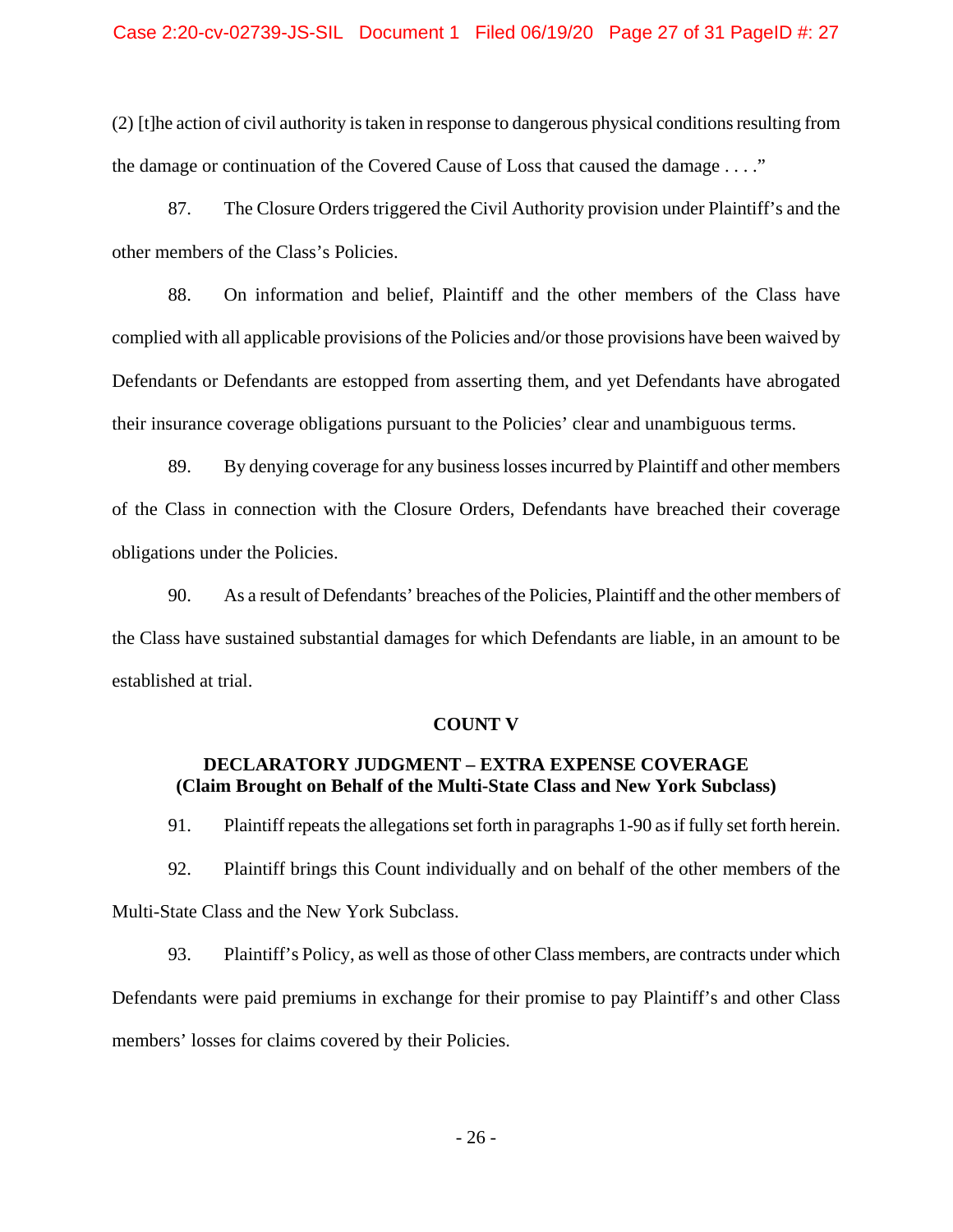(2) [t]he action of civil authority is taken in response to dangerous physical conditions resulting from the damage or continuation of the Covered Cause of Loss that caused the damage . . . ."

87. The Closure Orders triggered the Civil Authority provision under Plaintiff's and the other members of the Class's Policies.

88. On information and belief, Plaintiff and the other members of the Class have complied with all applicable provisions of the Policies and/or those provisions have been waived by Defendants or Defendants are estopped from asserting them, and yet Defendants have abrogated their insurance coverage obligations pursuant to the Policies' clear and unambiguous terms.

89. By denying coverage for any business losses incurred by Plaintiff and other members of the Class in connection with the Closure Orders, Defendants have breached their coverage obligations under the Policies.

90. As a result of Defendants' breaches of the Policies, Plaintiff and the other members of the Class have sustained substantial damages for which Defendants are liable, in an amount to be established at trial.

## COUNT V

### DECLARATORY JUDGMENT – EXTRA EXPENSE COVERAGE
### (Claim Brought on Behalf of the Multi-State Class and New York Subclass)

91. Plaintiff repeats the allegations set forth in paragraphs 1-90 as if fully set forth herein.

92. Plaintiff brings this Count individually and on behalf of the other members of the Multi-State Class and the New York Subclass.

93. Plaintiff's Policy, as well as those of other Class members, are contracts under which Defendants were paid premiums in exchange for their promise to pay Plaintiff's and other Class members' losses for claims covered by their Policies.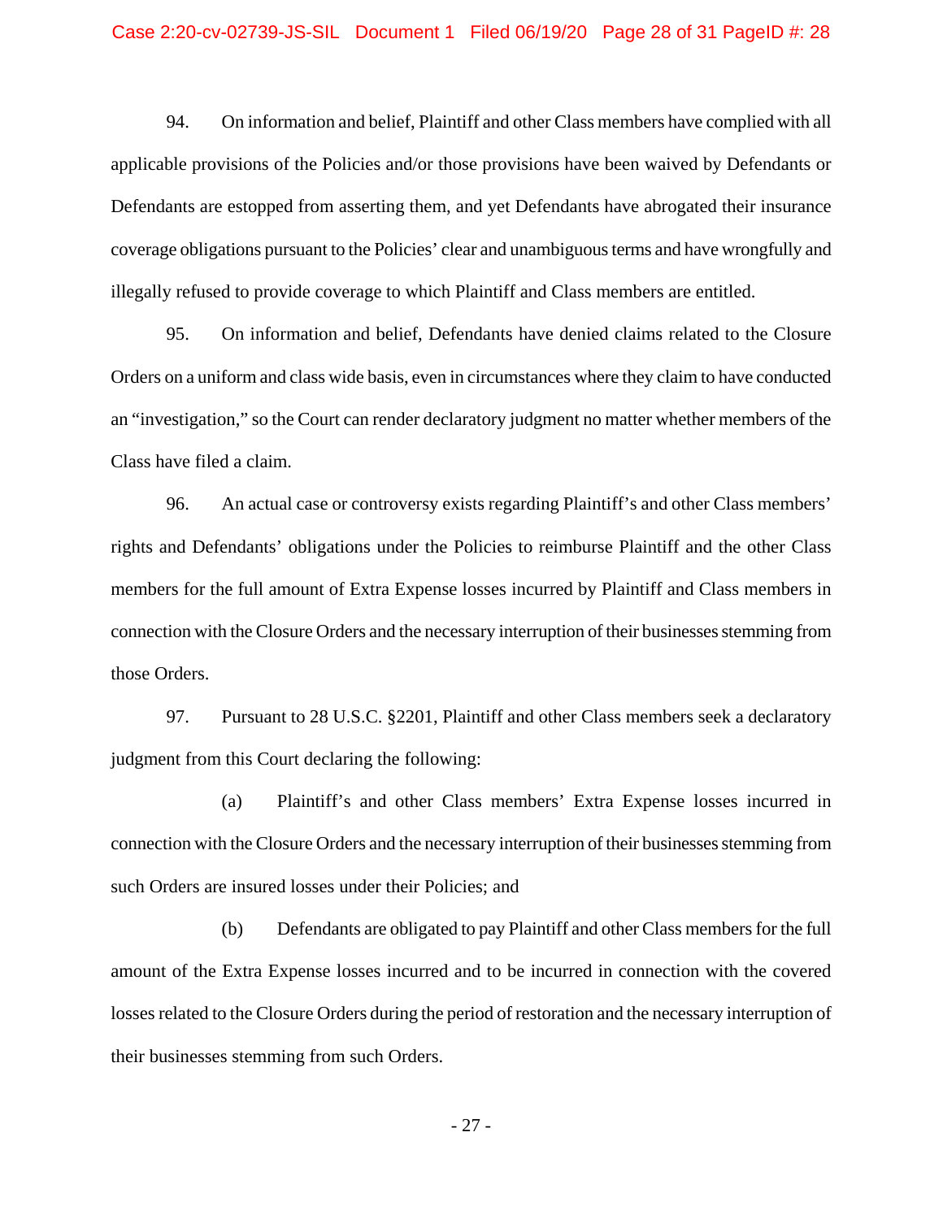94. On information and belief, Plaintiff and other Class members have complied with all applicable provisions of the Policies and/or those provisions have been waived by Defendants or Defendants are estopped from asserting them, and yet Defendants have abrogated their insurance coverage obligations pursuant to the Policies' clear and unambiguous terms and have wrongfully and illegally refused to provide coverage to which Plaintiff and Class members are entitled.

95. On information and belief, Defendants have denied claims related to the Closure Orders on a uniform and class wide basis, even in circumstances where they claim to have conducted an "investigation," so the Court can render declaratory judgment no matter whether members of the Class have filed a claim.

96. An actual case or controversy exists regarding Plaintiff's and other Class members' rights and Defendants' obligations under the Policies to reimburse Plaintiff and the other Class members for the full amount of Extra Expense losses incurred by Plaintiff and Class members in connection with the Closure Orders and the necessary interruption of their businesses stemming from those Orders.

97. Pursuant to 28 U.S.C. §2201, Plaintiff and other Class members seek a declaratory judgment from this Court declaring the following:

(a) Plaintiff's and other Class members' Extra Expense losses incurred in connection with the Closure Orders and the necessary interruption of their businesses stemming from such Orders are insured losses under their Policies; and

(b) Defendants are obligated to pay Plaintiff and other Class members for the full amount of the Extra Expense losses incurred and to be incurred in connection with the covered losses related to the Closure Orders during the period of restoration and the necessary interruption of their businesses stemming from such Orders.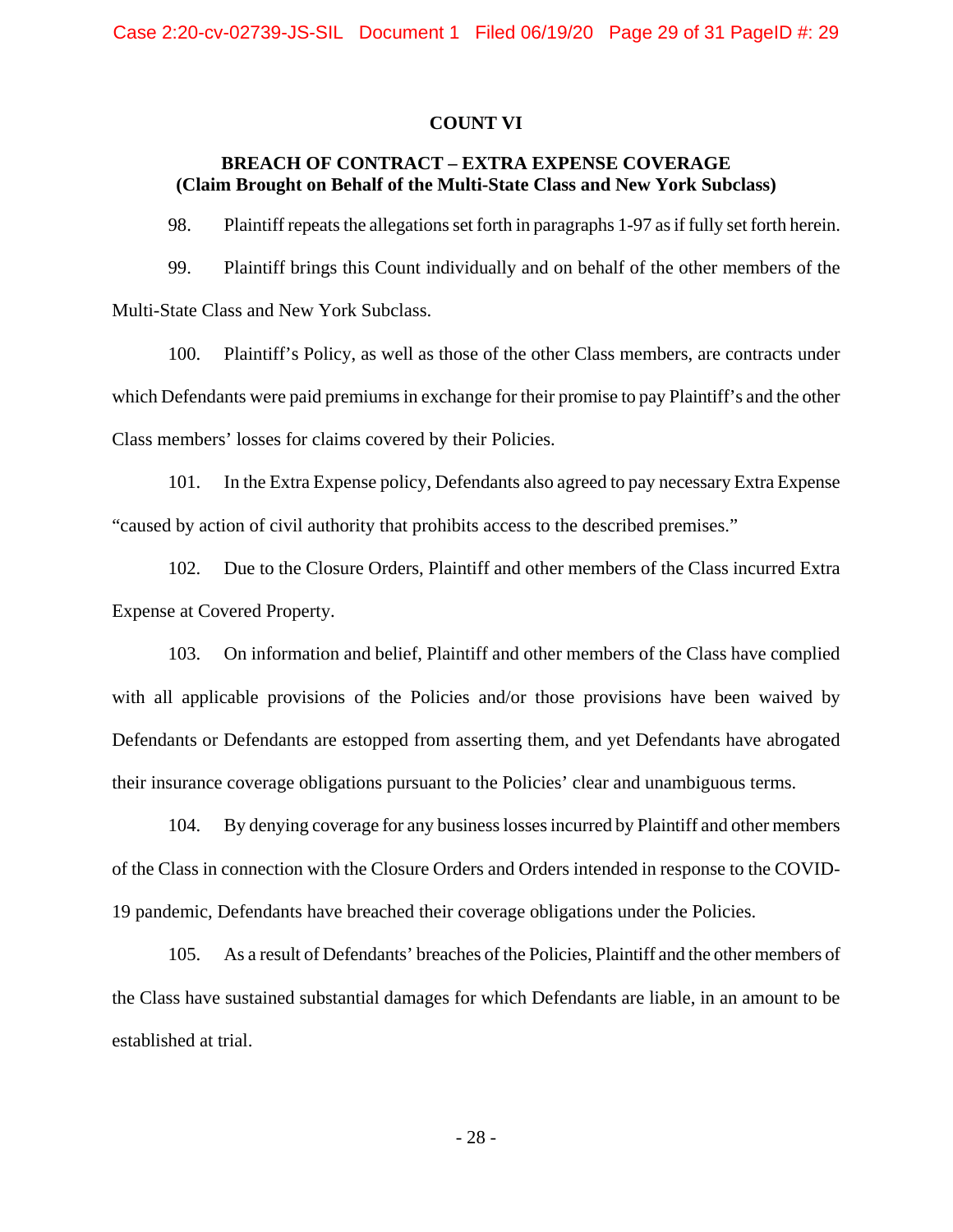## COUNT VI

### BREACH OF CONTRACT – EXTRA EXPENSE COVERAGE
### (Claim Brought on Behalf of the Multi-State Class and New York Subclass)

98. Plaintiff repeats the allegations set forth in paragraphs 1-97 as if fully set forth herein.

99. Plaintiff brings this Count individually and on behalf of the other members of the Multi-State Class and New York Subclass.

100. Plaintiff's Policy, as well as those of the other Class members, are contracts under which Defendants were paid premiums in exchange for their promise to pay Plaintiff's and the other Class members' losses for claims covered by their Policies.

101. In the Extra Expense policy, Defendants also agreed to pay necessary Extra Expense "caused by action of civil authority that prohibits access to the described premises."

102. Due to the Closure Orders, Plaintiff and other members of the Class incurred Extra Expense at Covered Property.

103. On information and belief, Plaintiff and other members of the Class have complied with all applicable provisions of the Policies and/or those provisions have been waived by Defendants or Defendants are estopped from asserting them, and yet Defendants have abrogated their insurance coverage obligations pursuant to the Policies' clear and unambiguous terms.

104. By denying coverage for any business losses incurred by Plaintiff and other members of the Class in connection with the Closure Orders and Orders intended in response to the COVID-19 pandemic, Defendants have breached their coverage obligations under the Policies.

105. As a result of Defendants' breaches of the Policies, Plaintiff and the other members of the Class have sustained substantial damages for which Defendants are liable, in an amount to be established at trial.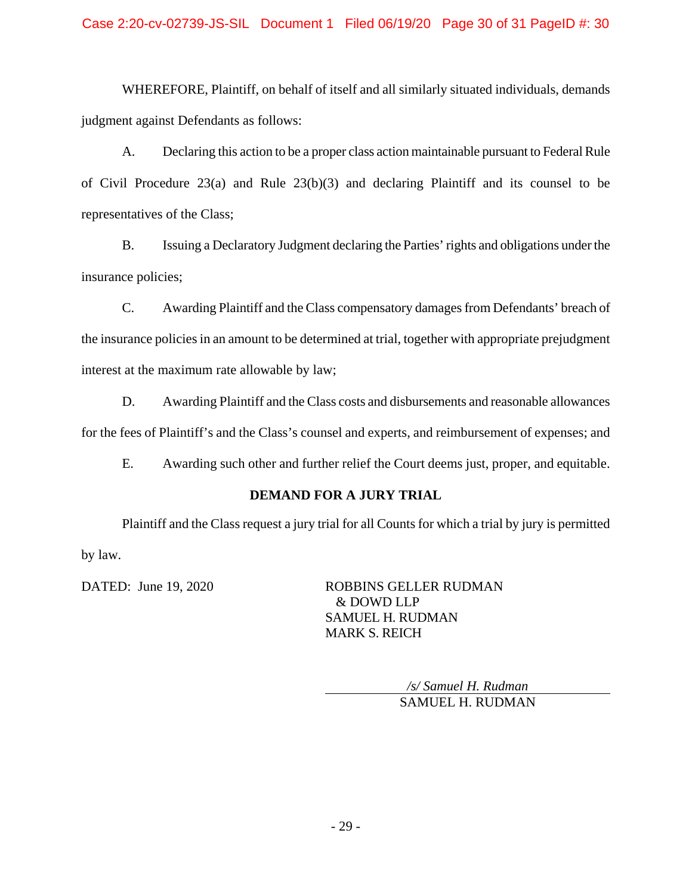WHEREFORE, Plaintiff, on behalf of itself and all similarly situated individuals, demands judgment against Defendants as follows:

A. Declaring this action to be a proper class action maintainable pursuant to Federal Rule of Civil Procedure 23(a) and Rule 23(b)(3) and declaring Plaintiff and its counsel to be representatives of the Class;

B. Issuing a Declaratory Judgment declaring the Parties' rights and obligations under the insurance policies;

C. Awarding Plaintiff and the Class compensatory damages from Defendants' breach of the insurance policies in an amount to be determined at trial, together with appropriate prejudgment interest at the maximum rate allowable by law;

D. Awarding Plaintiff and the Class costs and disbursements and reasonable allowances for the fees of Plaintiff's and the Class's counsel and experts, and reimbursement of expenses; and

E. Awarding such other and further relief the Court deems just, proper, and equitable.

**DEMAND FOR A JURY TRIAL**

Plaintiff and the Class request a jury trial for all Counts for which a trial by jury is permitted by law.

DATED: June 19, 2020

ROBBINS GELLER RUDMAN
& DOWD LLP
SAMUEL H. RUDMAN
MARK S. REICH

*/s/ Samuel H. Rudman*
SAMUEL H. RUDMAN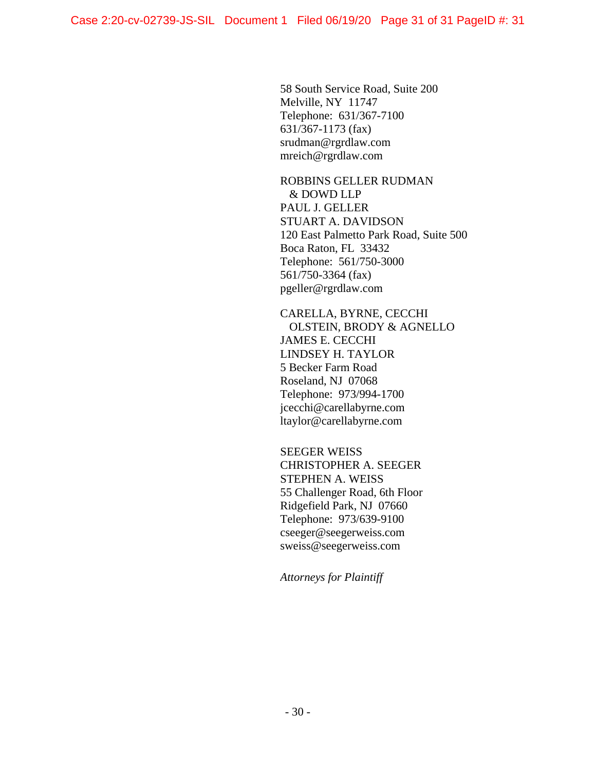58 South Service Road, Suite 200
Melville, NY 11747
Telephone: 631/367-7100
631/367-1173 (fax)
srudman@rgrdlaw.com
mreich@rgrdlaw.com

ROBBINS GELLER RUDMAN
& DOWD LLP
PAUL J. GELLER
STUART A. DAVIDSON
120 East Palmetto Park Road, Suite 500
Boca Raton, FL 33432
Telephone: 561/750-3000
561/750-3364 (fax)
pgeller@rgrdlaw.com

CARELLA, BYRNE, CECCHI
OLSTEIN, BRODY & AGNELLO
JAMES E. CECCHI
LINDSEY H. TAYLOR
5 Becker Farm Road
Roseland, NJ 07068
Telephone: 973/994-1700
jcecchi@carellabyrne.com
ltaylor@carellabyrne.com

SEEGER WEISS
CHRISTOPHER A. SEEGER
STEPHEN A. WEISS
55 Challenger Road, 6th Floor
Ridgefield Park, NJ 07660
Telephone: 973/639-9100
cseeger@seegerweiss.com
sweiss@seegerweiss.com

*Attorneys for Plaintiff*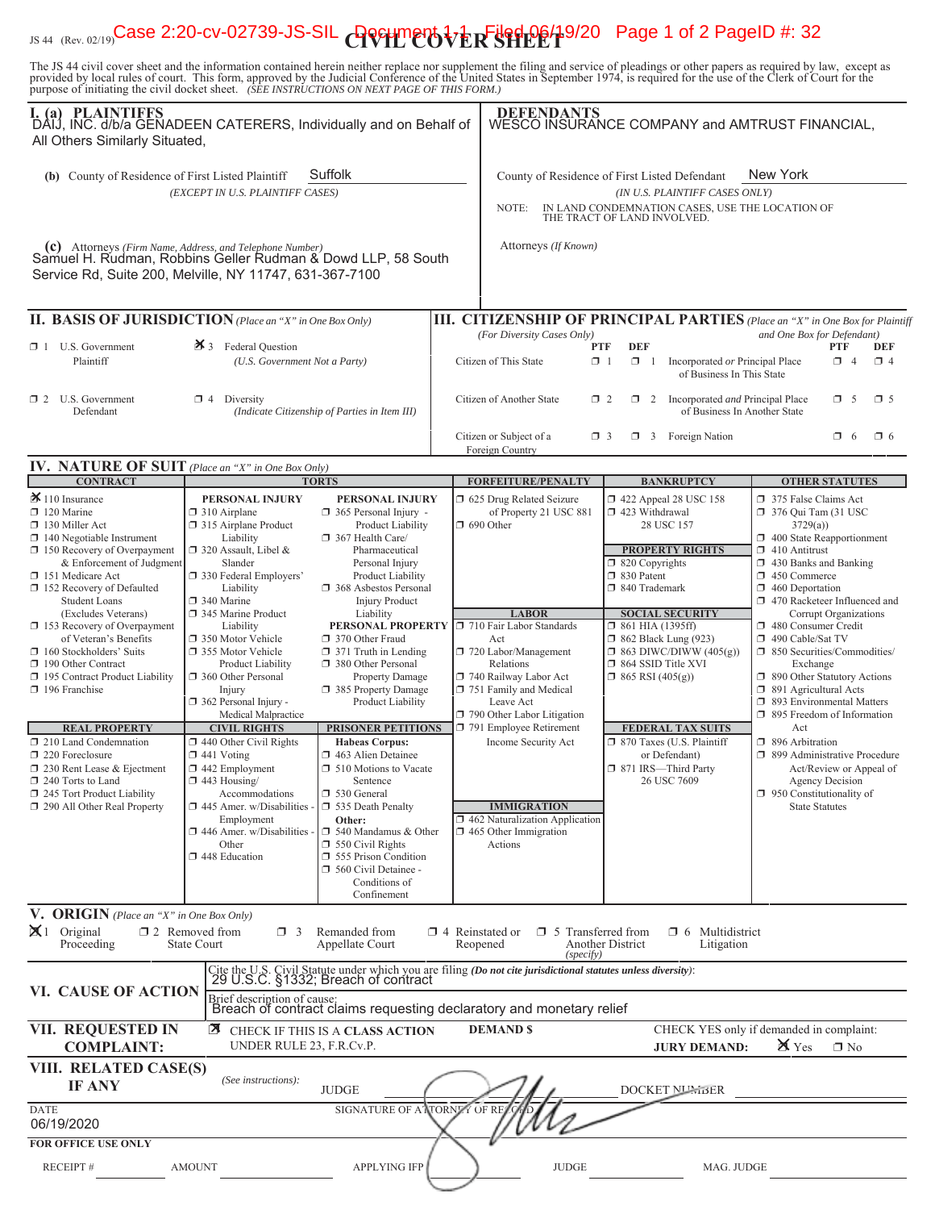JS 44 (Rev. 02/19)

# CIVIL COVER SHEET

The JS 44 civil cover sheet and the information contained herein neither replace nor supplement the filing and service of pleadings or other papers as required by law, except as provided by local rules of court. This form, approved by the Judicial Conference of the United States in September 1974, is required for the use of the Clerk of Court for the purpose of initiating the civil docket sheet. *(SEE INSTRUCTIONS ON NEXT PAGE OF THIS FORM.)*

## I. (a) PLAINTIFFS

DAIJ, INC. d/b/a GENADEEN CATERERS, Individually and on Behalf of All Others Similarly Situated,

**DEFENDANTS**

WESCO INSURANCE COMPANY and AMTRUST FINANCIAL,

**(b)** County of Residence of First Listed Plaintiff: Suffolk
*(EXCEPT IN U.S. PLAINTIFF CASES)*

County of Residence of First Listed Defendant: New York
*(IN U.S. PLAINTIFF CASES ONLY)*

NOTE: IN LAND CONDEMNATION CASES, USE THE LOCATION OF THE TRACT OF LAND INVOLVED.

**(c)** Attorneys *(Firm Name, Address, and Telephone Number)*
Samuel H. Rudman, Robbins Geller Rudman & Dowd LLP, 58 South Service Rd, Suite 200, Melville, NY 11747, 631-367-7100

Attorneys *(If Known)*

## II. BASIS OF JURISDICTION *(Place an "X" in One Box Only)*

- ☐ 1 U.S. Government Plaintiff
- ☒ 3 Federal Question (U.S. Government Not a Party)
- ☐ 2 U.S. Government Defendant
- ☐ 4 Diversity (Indicate Citizenship of Parties in Item III)

## III. CITIZENSHIP OF PRINCIPAL PARTIES *(Place an "X" in One Box for Plaintiff and One Box for Defendant)* *(For Diversity Cases Only)*

| | PTF | DEF | | PTF | DEF |
|---|---|---|---|---|---|
| Citizen of This State | ☐ 1 | ☐ 1 | Incorporated *or* Principal Place of Business In This State | ☐ 4 | ☐ 4 |
| Citizen of Another State | ☐ 2 | ☐ 2 | Incorporated *and* Principal Place of Business In Another State | ☐ 5 | ☐ 5 |
| Citizen or Subject of a Foreign Country | ☐ 3 | ☐ 3 | Foreign Nation | ☐ 6 | ☐ 6 |

## IV. NATURE OF SUIT *(Place an "X" in One Box Only)*

**CONTRACT**
- ☒ 110 Insurance
- ☐ 120 Marine
- ☐ 130 Miller Act
- ☐ 140 Negotiable Instrument
- ☐ 150 Recovery of Overpayment & Enforcement of Judgment
- ☐ 151 Medicare Act
- ☐ 152 Recovery of Defaulted Student Loans (Excludes Veterans)
- ☐ 153 Recovery of Overpayment of Veteran's Benefits
- ☐ 160 Stockholders' Suits
- ☐ 190 Other Contract
- ☐ 195 Contract Product Liability
- ☐ 196 Franchise

**REAL PROPERTY**
- ☐ 210 Land Condemnation
- ☐ 220 Foreclosure
- ☐ 230 Rent Lease & Ejectment
- ☐ 240 Torts to Land
- ☐ 245 Tort Product Liability
- ☐ 290 All Other Real Property

**TORTS — PERSONAL INJURY**
- ☐ 310 Airplane
- ☐ 315 Airplane Product Liability
- ☐ 320 Assault, Libel & Slander
- ☐ 330 Federal Employers' Liability
- ☐ 340 Marine
- ☐ 345 Marine Product Liability
- ☐ 350 Motor Vehicle
- ☐ 355 Motor Vehicle Product Liability
- ☐ 360 Other Personal Injury
- ☐ 362 Personal Injury - Medical Malpractice

**PERSONAL INJURY**
- ☐ 365 Personal Injury - Product Liability
- ☐ 367 Health Care/ Pharmaceutical Personal Injury Product Liability
- ☐ 368 Asbestos Personal Injury Product Liability

**PERSONAL PROPERTY**
- ☐ 370 Other Fraud
- ☐ 371 Truth in Lending
- ☐ 380 Other Personal Property Damage
- ☐ 385 Property Damage Product Liability

**CIVIL RIGHTS**
- ☐ 440 Other Civil Rights
- ☐ 441 Voting
- ☐ 442 Employment
- ☐ 443 Housing/ Accommodations
- ☐ 445 Amer. w/Disabilities - Employment
- ☐ 446 Amer. w/Disabilities - Other
- ☐ 448 Education

**PRISONER PETITIONS**
Habeas Corpus:
- ☐ 463 Alien Detainee
- ☐ 510 Motions to Vacate Sentence
- ☐ 530 General
- ☐ 535 Death Penalty

Other:
- ☐ 540 Mandamus & Other
- ☐ 550 Civil Rights
- ☐ 555 Prison Condition
- ☐ 560 Civil Detainee - Conditions of Confinement

**FORFEITURE/PENALTY**
- ☐ 625 Drug Related Seizure of Property 21 USC 881
- ☐ 690 Other

**LABOR**
- ☐ 710 Fair Labor Standards Act
- ☐ 720 Labor/Management Relations
- ☐ 740 Railway Labor Act
- ☐ 751 Family and Medical Leave Act
- ☐ 790 Other Labor Litigation
- ☐ 791 Employee Retirement Income Security Act

**IMMIGRATION**
- ☐ 462 Naturalization Application
- ☐ 465 Other Immigration Actions

**BANKRUPTCY**
- ☐ 422 Appeal 28 USC 158
- ☐ 423 Withdrawal 28 USC 157

**PROPERTY RIGHTS**
- ☐ 820 Copyrights
- ☐ 830 Patent
- ☐ 840 Trademark

**SOCIAL SECURITY**
- ☐ 861 HIA (1395ff)
- ☐ 862 Black Lung (923)
- ☐ 863 DIWC/DIWW (405(g))
- ☐ 864 SSID Title XVI
- ☐ 865 RSI (405(g))

**FEDERAL TAX SUITS**
- ☐ 870 Taxes (U.S. Plaintiff or Defendant)
- ☐ 871 IRS—Third Party 26 USC 7609

**OTHER STATUTES**
- ☐ 375 False Claims Act
- ☐ 376 Qui Tam (31 USC 3729(a))
- ☐ 400 State Reapportionment
- ☐ 410 Antitrust
- ☐ 430 Banks and Banking
- ☐ 450 Commerce
- ☐ 460 Deportation
- ☐ 470 Racketeer Influenced and Corrupt Organizations
- ☐ 480 Consumer Credit
- ☐ 490 Cable/Sat TV
- ☐ 850 Securities/Commodities/ Exchange
- ☐ 890 Other Statutory Actions
- ☐ 891 Agricultural Acts
- ☐ 893 Environmental Matters
- ☐ 895 Freedom of Information Act
- ☐ 896 Arbitration
- ☐ 899 Administrative Procedure Act/Review or Appeal of Agency Decision
- ☐ 950 Constitutionality of State Statutes

## V. ORIGIN *(Place an "X" in One Box Only)*

- ☒ 1 Original Proceeding
- ☐ 2 Removed from State Court
- ☐ 3 Remanded from Appellate Court
- ☐ 4 Reinstated or Reopened
- ☐ 5 Transferred from Another District *(specify)*
- ☐ 6 Multidistrict Litigation

## VI. CAUSE OF ACTION

Cite the U.S. Civil Statute under which you are filing *(Do not cite jurisdictional statutes unless diversity)*:
29 U.S.C. §1332; Breach of contract

Brief description of cause:
Breach of contract claims requesting declaratory and monetary relief

## VII. REQUESTED IN COMPLAINT:

☒ CHECK IF THIS IS A **CLASS ACTION** UNDER RULE 23, F.R.Cv.P.

**DEMAND $**

CHECK YES only if demanded in complaint:
**JURY DEMAND:** ☒ Yes ☐ No

## VIII. RELATED CASE(S) IF ANY

*(See instructions)*: JUDGE ______ DOCKET NUMBER ______

DATE: 06/19/2020

SIGNATURE OF ATTORNEY OF RECORD: [signature]

**FOR OFFICE USE ONLY**

RECEIPT # ______ AMOUNT ______ APPLYING IFP ______ JUDGE ______ MAG. JUDGE ______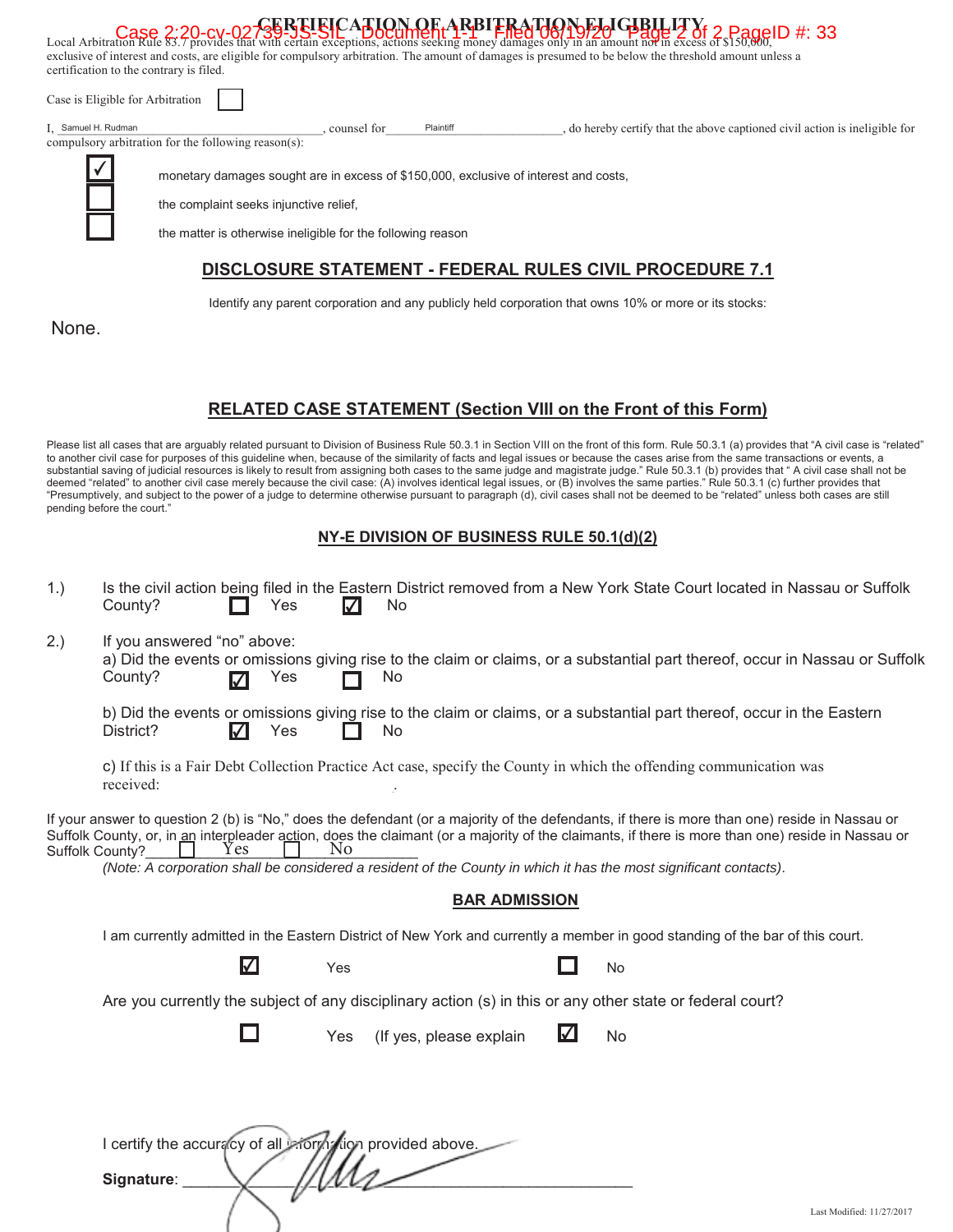# CERTIFICATION OF ARBITRATION ELIGIBILITY

Local Arbitration Rule 83.7 provides that with certain exceptions, actions seeking money damages only in an amount not in excess of $150,000, exclusive of interest and costs, are eligible for compulsory arbitration. The amount of damages is presumed to be below the threshold amount unless a certification to the contrary is filed.

Case is Eligible for Arbitration ☐

I, Samuel H. Rudman, counsel for Plaintiff, do hereby certify that the above captioned civil action is ineligible for compulsory arbitration for the following reason(s):

- ☑ monetary damages sought are in excess of $150,000, exclusive of interest and costs,
- ☐ the complaint seeks injunctive relief,
- ☐ the matter is otherwise ineligible for the following reason

## DISCLOSURE STATEMENT - FEDERAL RULES CIVIL PROCEDURE 7.1

Identify any parent corporation and any publicly held corporation that owns 10% or more or its stocks:

None.

## RELATED CASE STATEMENT (Section VIII on the Front of this Form)

Please list all cases that are arguably related pursuant to Division of Business Rule 50.3.1 in Section VIII on the front of this form. Rule 50.3.1 (a) provides that "A civil case is "related" to another civil case for purposes of this guideline when, because of the similarity of facts and legal issues or because the cases arise from the same transactions or events, a substantial saving of judicial resources is likely to result from assigning both cases to the same judge and magistrate judge." Rule 50.3.1 (b) provides that " A civil case shall not be deemed "related" to another civil case merely because the civil case: (A) involves identical legal issues, or (B) involves the same parties." Rule 50.3.1 (c) further provides that "Presumptively, and subject to the power of a judge to determine otherwise pursuant to paragraph (d), civil cases shall not be deemed to be "related" unless both cases are still pending before the court."

## NY-E DIVISION OF BUSINESS RULE 50.1(d)(2)

1.) Is the civil action being filed in the Eastern District removed from a New York State Court located in Nassau or Suffolk County? ☐ Yes ☑ No

2.) If you answered "no" above:

a) Did the events or omissions giving rise to the claim or claims, or a substantial part thereof, occur in Nassau or Suffolk County? ☑ Yes ☐ No

b) Did the events or omissions giving rise to the claim or claims, or a substantial part thereof, occur in the Eastern District? ☑ Yes ☐ No

c) If this is a Fair Debt Collection Practice Act case, specify the County in which the offending communication was received:

If your answer to question 2 (b) is "No," does the defendant (or a majority of the defendants, if there is more than one) reside in Nassau or Suffolk County, or, in an interpleader action, does the claimant (or a majority of the claimants, if there is more than one) reside in Nassau or Suffolk County? ☐ Yes ☐ No

*(Note: A corporation shall be considered a resident of the County in which it has the most significant contacts).*

## BAR ADMISSION

I am currently admitted in the Eastern District of New York and currently a member in good standing of the bar of this court.

☑ Yes ☐ No

Are you currently the subject of any disciplinary action (s) in this or any other state or federal court?

☐ Yes (If yes, please explain ☑ No

I certify the accuracy of all information provided above.

**Signature**: ____________________

Last Modified: 11/27/2017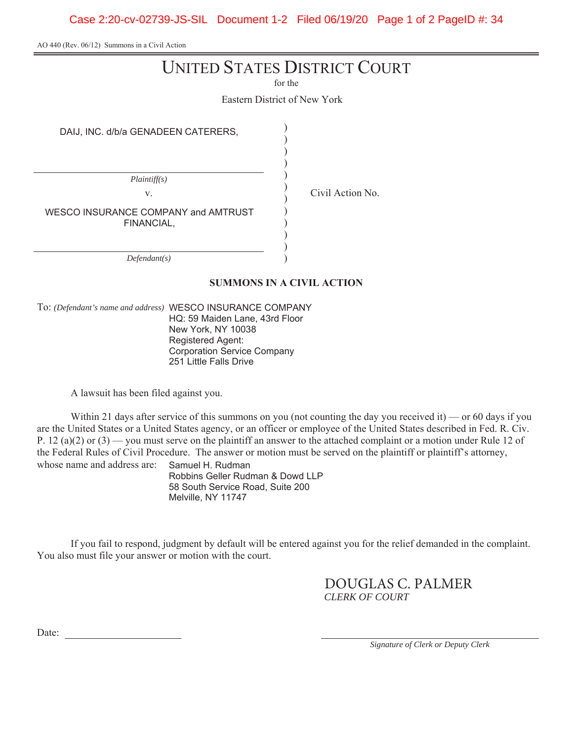AO 440 (Rev. 06/12) Summons in a Civil Action

# UNITED STATES DISTRICT COURT

for the

Eastern District of New York

| | | |
|---|---|---|
| DAIJ, INC. d/b/a GENADEEN CATERERS, | ) | |
| *Plaintiff(s)* | ) | |
| v. | ) | Civil Action No. |
| WESCO INSURANCE COMPANY and AMTRUST FINANCIAL, | ) | |
| *Defendant(s)* | ) | |

**SUMMONS IN A CIVIL ACTION**

To: *(Defendant's name and address)* WESCO INSURANCE COMPANY
HQ: 59 Maiden Lane, 43rd Floor
New York, NY 10038
Registered Agent:
Corporation Service Company
251 Little Falls Drive

A lawsuit has been filed against you.

Within 21 days after service of this summons on you (not counting the day you received it) — or 60 days if you are the United States or a United States agency, or an officer or employee of the United States described in Fed. R. Civ. P. 12 (a)(2) or (3) — you must serve on the plaintiff an answer to the attached complaint or a motion under Rule 12 of the Federal Rules of Civil Procedure. The answer or motion must be served on the plaintiff or plaintiff's attorney, whose name and address are: Samuel H. Rudman
Robbins Geller Rudman & Dowd LLP
58 South Service Road, Suite 200
Melville, NY 11747

If you fail to respond, judgment by default will be entered against you for the relief demanded in the complaint. You also must file your answer or motion with the court.

DOUGLAS C. PALMER
*CLERK OF COURT*

Date: \_\_\_\_\_\_\_\_\_\_\_\_\_\_\_\_\_\_\_\_

\_\_\_\_\_\_\_\_\_\_\_\_\_\_\_\_\_\_\_\_\_\_\_\_\_\_\_\_
*Signature of Clerk or Deputy Clerk*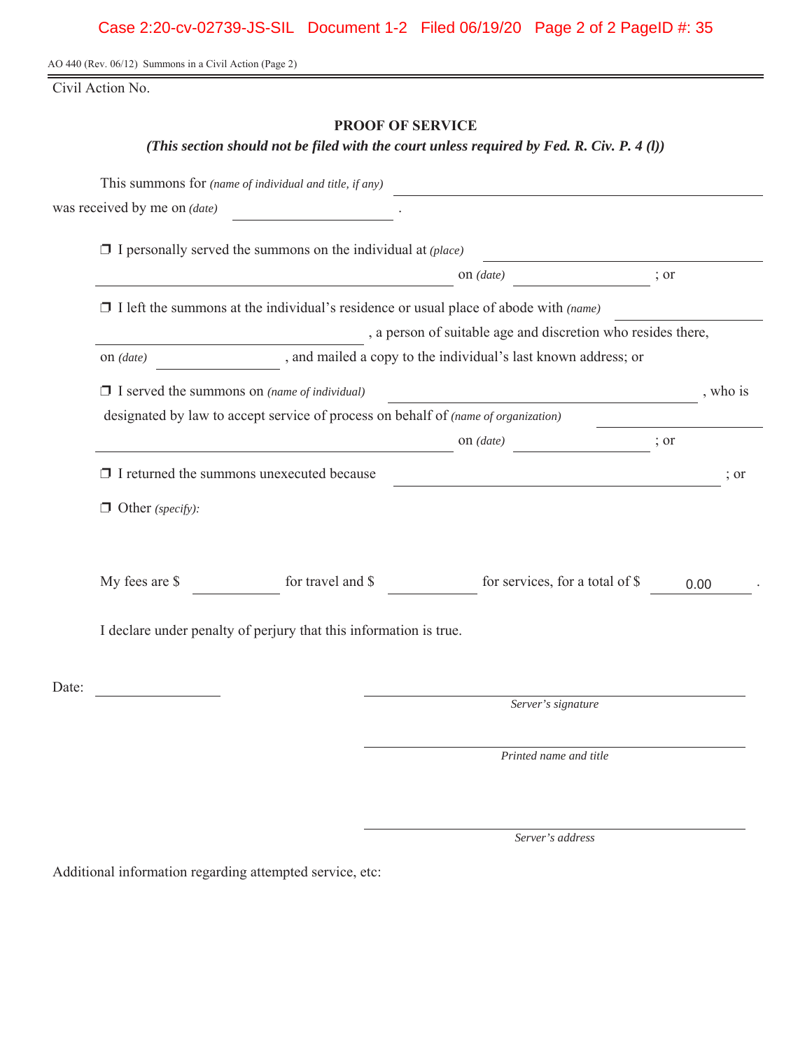AO 440 (Rev. 06/12) Summons in a Civil Action (Page 2)

Civil Action No.

## PROOF OF SERVICE

***(This section should not be filed with the court unless required by Fed. R. Civ. P. 4 (l))***

This summons for *(name of individual and title, if any)* \_\_\_\_\_\_\_\_\_\_\_\_\_\_\_\_\_\_\_\_

was received by me on *(date)* \_\_\_\_\_\_\_\_\_\_ .

❒ I personally served the summons on the individual at *(place)* \_\_\_\_\_\_\_\_\_\_\_\_\_\_\_\_\_\_\_\_ on *(date)* \_\_\_\_\_\_\_\_\_\_ ; or

❒ I left the summons at the individual's residence or usual place of abode with *(name)* \_\_\_\_\_\_\_\_\_\_\_\_\_\_\_\_\_\_\_\_ , a person of suitable age and discretion who resides there, on *(date)* \_\_\_\_\_\_\_\_\_\_ , and mailed a copy to the individual's last known address; or

❒ I served the summons on *(name of individual)* \_\_\_\_\_\_\_\_\_\_\_\_\_\_\_\_\_\_\_\_ , who is designated by law to accept service of process on behalf of *(name of organization)* \_\_\_\_\_\_\_\_\_\_\_\_\_\_\_\_\_\_\_\_ on *(date)* \_\_\_\_\_\_\_\_\_\_ ; or

❒ I returned the summons unexecuted because \_\_\_\_\_\_\_\_\_\_\_\_\_\_\_\_\_\_\_\_ ; or

❒ Other *(specify)*:

My fees are $ \_\_\_\_\_\_\_\_\_\_ for travel and $ \_\_\_\_\_\_\_\_\_\_ for services, for a total of $ 0.00 .

I declare under penalty of perjury that this information is true.

Date: \_\_\_\_\_\_\_\_\_\_

\_\_\_\_\_\_\_\_\_\_\_\_\_\_\_\_\_\_\_\_
*Server's signature*

\_\_\_\_\_\_\_\_\_\_\_\_\_\_\_\_\_\_\_\_
*Printed name and title*

\_\_\_\_\_\_\_\_\_\_\_\_\_\_\_\_\_\_\_\_
*Server's address*

Additional information regarding attempted service, etc: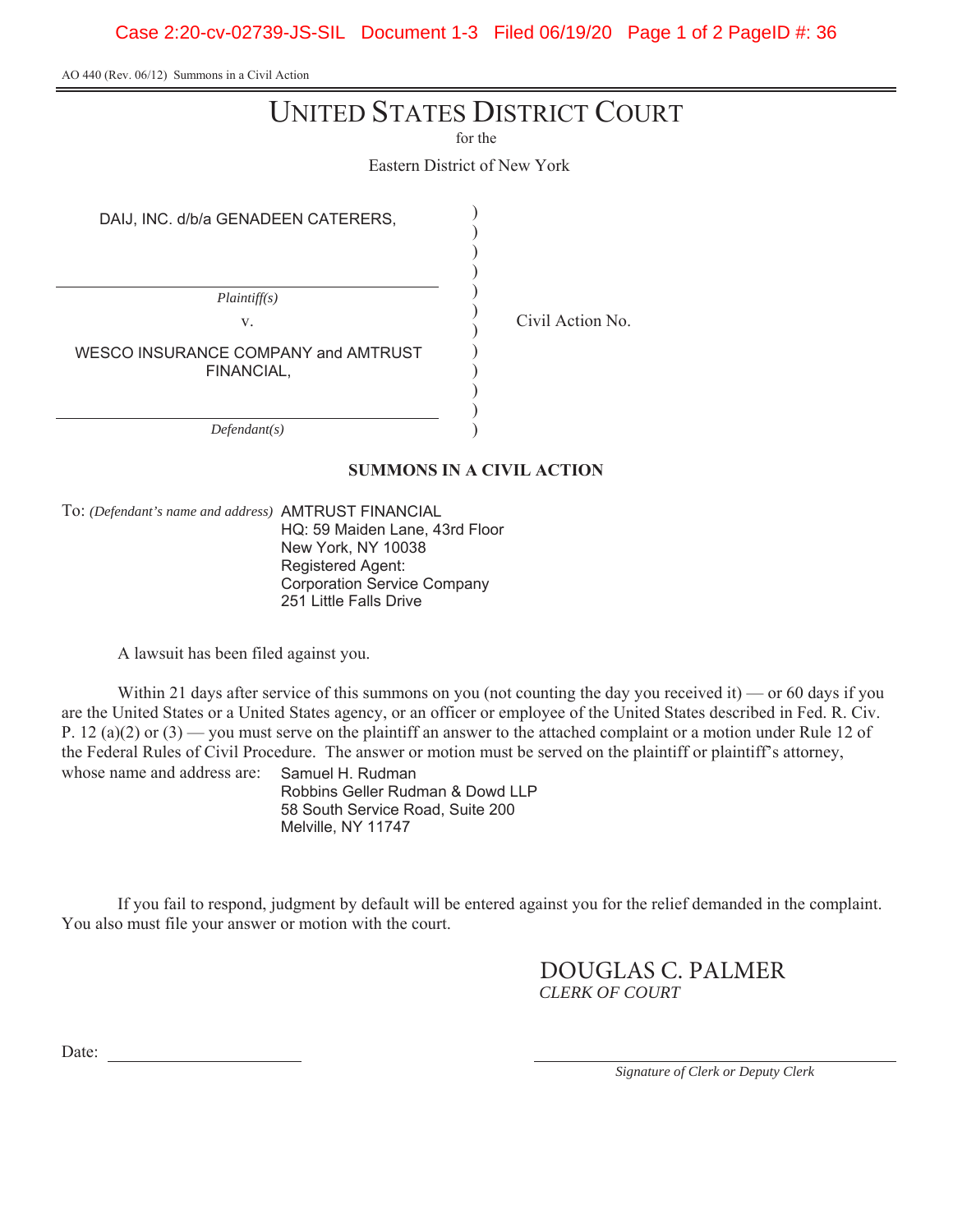AO 440 (Rev. 06/12) Summons in a Civil Action

# UNITED STATES DISTRICT COURT

for the

Eastern District of New York

| | | |
|---|---|---|
| DAIJ, INC. d/b/a GENADEEN CATERERS, | ) | |
| *Plaintiff(s)* | ) | |
| v. | ) | Civil Action No. |
| WESCO INSURANCE COMPANY and AMTRUST FINANCIAL, | ) | |
| *Defendant(s)* | ) | |

**SUMMONS IN A CIVIL ACTION**

To: *(Defendant's name and address)* AMTRUST FINANCIAL
HQ: 59 Maiden Lane, 43rd Floor
New York, NY 10038
Registered Agent:
Corporation Service Company
251 Little Falls Drive

A lawsuit has been filed against you.

Within 21 days after service of this summons on you (not counting the day you received it) — or 60 days if you are the United States or a United States agency, or an officer or employee of the United States described in Fed. R. Civ. P. 12 (a)(2) or (3) — you must serve on the plaintiff an answer to the attached complaint or a motion under Rule 12 of the Federal Rules of Civil Procedure. The answer or motion must be served on the plaintiff or plaintiff's attorney, whose name and address are: Samuel H. Rudman
Robbins Geller Rudman & Dowd LLP
58 South Service Road, Suite 200
Melville, NY 11747

If you fail to respond, judgment by default will be entered against you for the relief demanded in the complaint. You also must file your answer or motion with the court.

DOUGLAS C. PALMER
*CLERK OF COURT*

Date: ____________________

____________________
*Signature of Clerk or Deputy Clerk*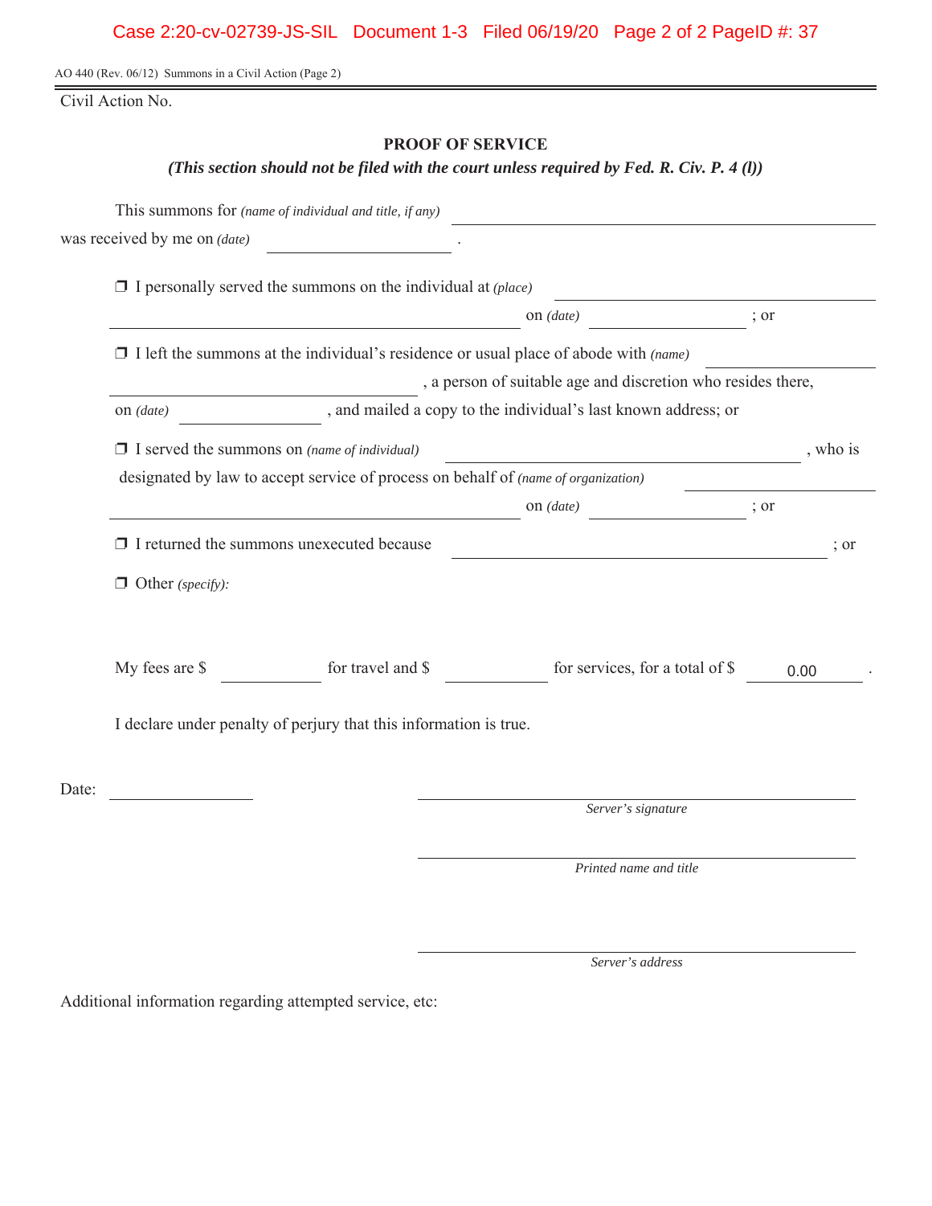AO 440 (Rev. 06/12) Summons in a Civil Action (Page 2)

Civil Action No.

## PROOF OF SERVICE

***(This section should not be filed with the court unless required by Fed. R. Civ. P. 4 (l))***

This summons for *(name of individual and title, if any)* ______________________

was received by me on *(date)* ______________ .

❒ I personally served the summons on the individual at *(place)* ______________________

______________________ on *(date)* ______________ ; or

❒ I left the summons at the individual's residence or usual place of abode with *(name)* ______________

______________________ , a person of suitable age and discretion who resides there,

on *(date)* ______________ , and mailed a copy to the individual's last known address; or

❒ I served the summons on *(name of individual)* ______________________ , who is

designated by law to accept service of process on behalf of *(name of organization)* ______________

______________________ on *(date)* ______________ ; or

❒ I returned the summons unexecuted because ______________________ ; or

❒ Other *(specify)*:

My fees are $ __________ for travel and $ __________ for services, for a total of $ 0.00 .

I declare under penalty of perjury that this information is true.

Date: ______________

______________________
*Server's signature*

______________________
*Printed name and title*

______________________
*Server's address*

Additional information regarding attempted service, etc: